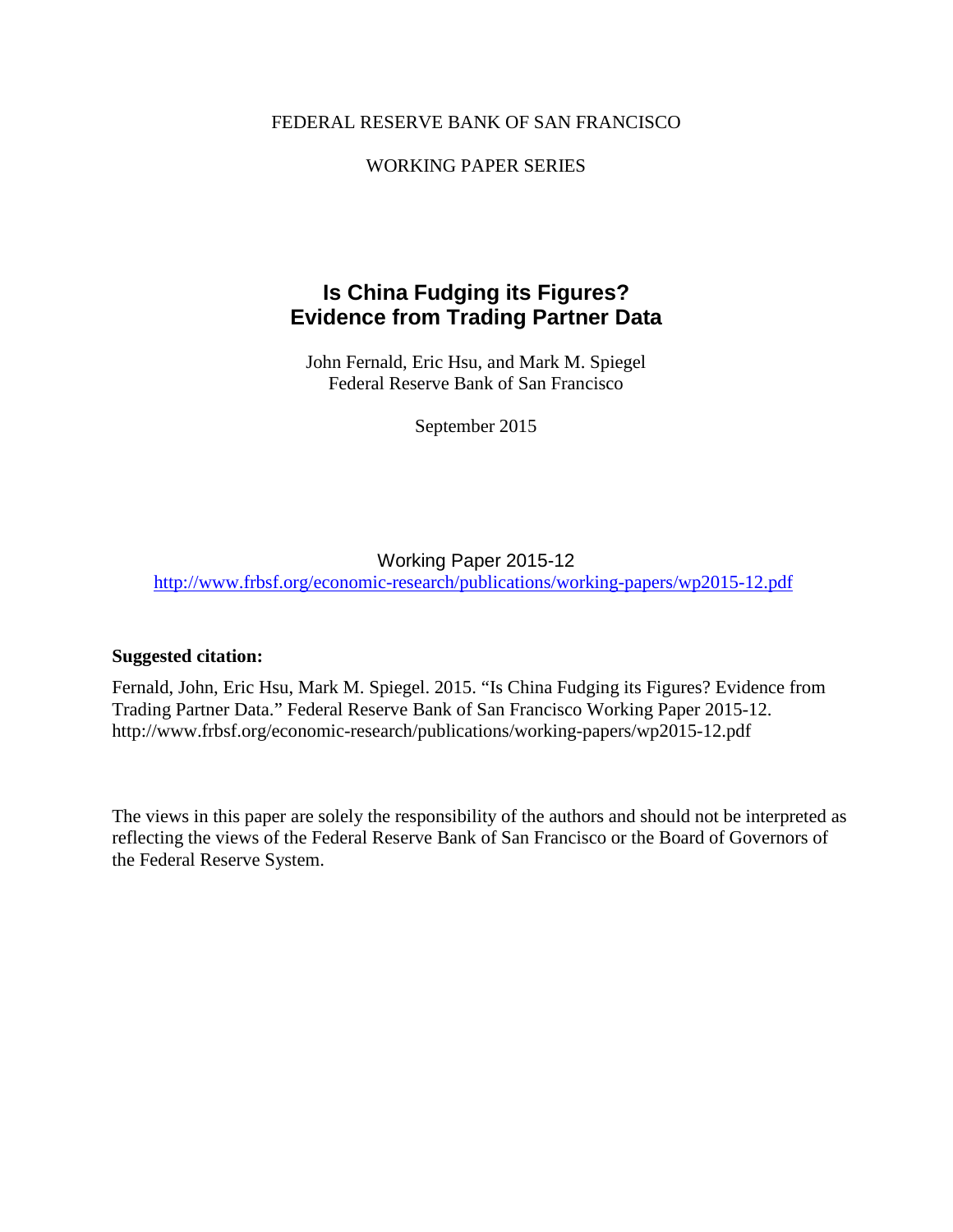FEDERAL RESERVE BANK OF SAN FRANCISCO

WORKING PAPER SERIES

# Is China Fudging its Figures? Evidence from Trading Partner Data

John Fernald, Eric Hsu, and Mark M. Spiegel
Federal Reserve Bank of San Francisco

September 2015

Working Paper 2015-12
http://www.frbsf.org/economic-research/publications/working-papers/wp2015-12.pdf

**Suggested citation:**

Fernald, John, Eric Hsu, Mark M. Spiegel. 2015. "Is China Fudging its Figures? Evidence from Trading Partner Data." Federal Reserve Bank of San Francisco Working Paper 2015-12. http://www.frbsf.org/economic-research/publications/working-papers/wp2015-12.pdf

The views in this paper are solely the responsibility of the authors and should not be interpreted as reflecting the views of the Federal Reserve Bank of San Francisco or the Board of Governors of the Federal Reserve System.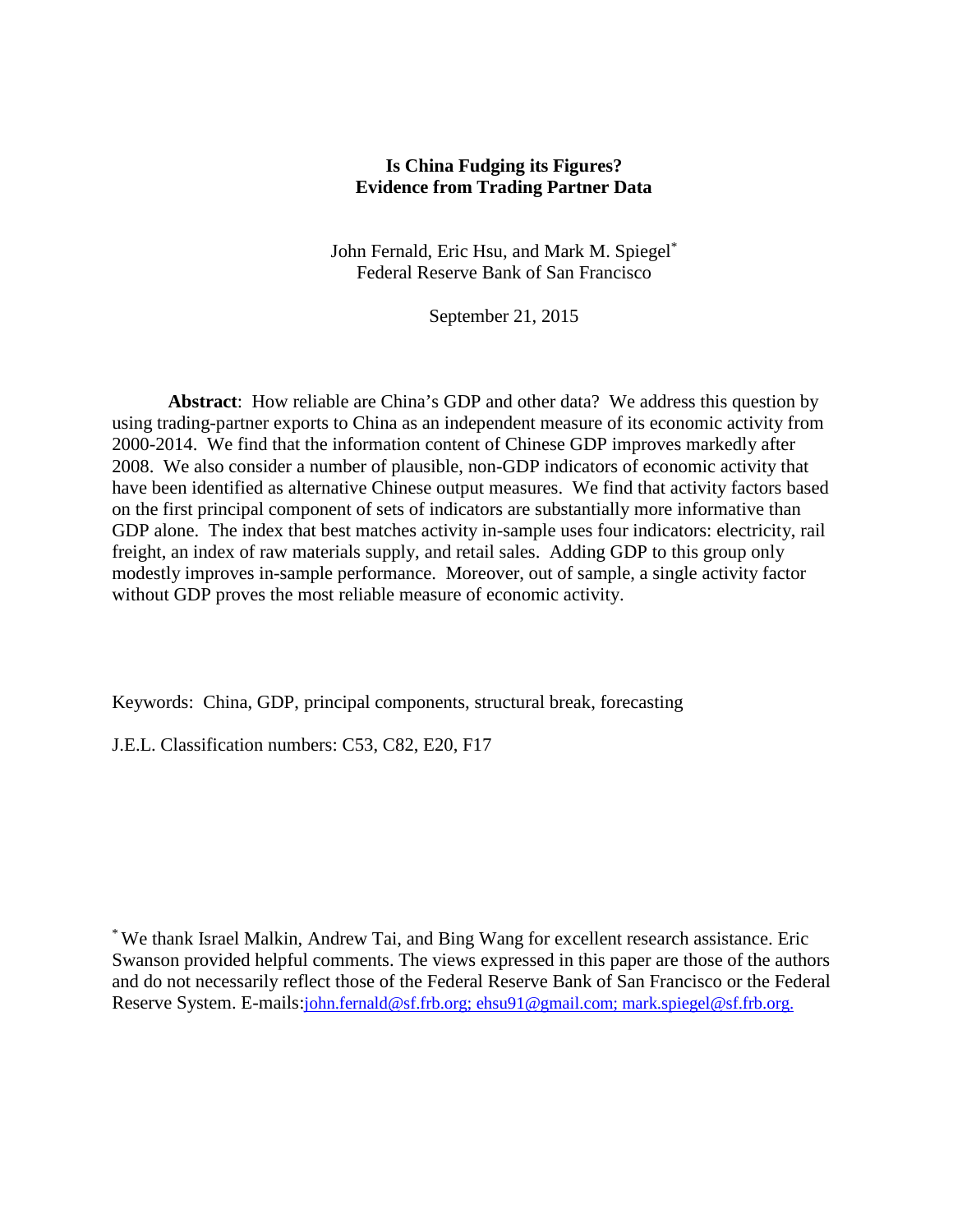**Is China Fudging its Figures?**
**Evidence from Trading Partner Data**

John Fernald, Eric Hsu, and Mark M. Spiegel[*]
Federal Reserve Bank of San Francisco

September 21, 2015

**Abstract**: How reliable are China's GDP and other data? We address this question by using trading-partner exports to China as an independent measure of its economic activity from 2000-2014. We find that the information content of Chinese GDP improves markedly after 2008. We also consider a number of plausible, non-GDP indicators of economic activity that have been identified as alternative Chinese output measures. We find that activity factors based on the first principal component of sets of indicators are substantially more informative than GDP alone. The index that best matches activity in-sample uses four indicators: electricity, rail freight, an index of raw materials supply, and retail sales. Adding GDP to this group only modestly improves in-sample performance. Moreover, out of sample, a single activity factor without GDP proves the most reliable measure of economic activity.

Keywords: China, GDP, principal components, structural break, forecasting

J.E.L. Classification numbers: C53, C82, E20, F17

[*] We thank Israel Malkin, Andrew Tai, and Bing Wang for excellent research assistance. Eric Swanson provided helpful comments. The views expressed in this paper are those of the authors and do not necessarily reflect those of the Federal Reserve Bank of San Francisco or the Federal Reserve System. E-mails: john.fernald@sf.frb.org; ehsu91@gmail.com; mark.spiegel@sf.frb.org.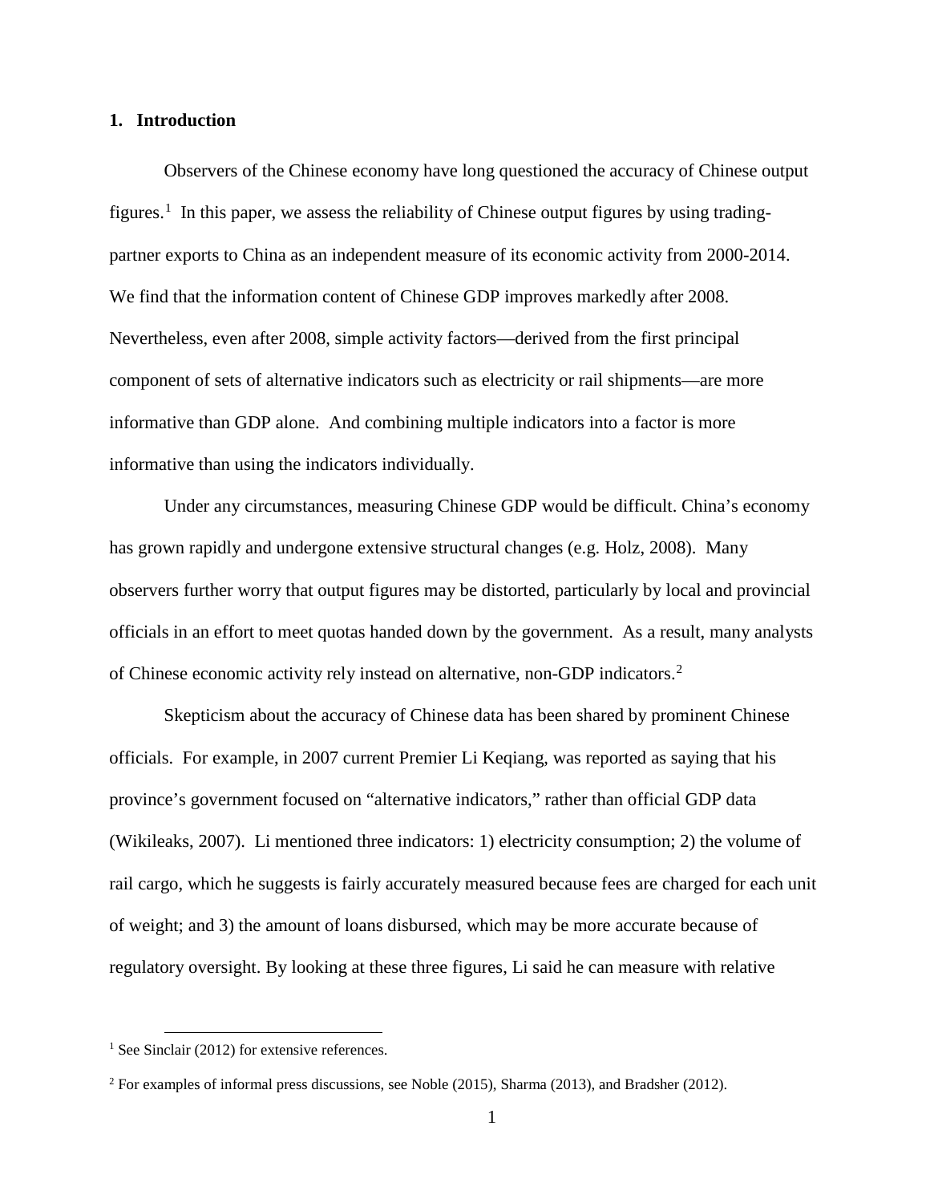## 1. Introduction

Observers of the Chinese economy have long questioned the accuracy of Chinese output figures.[1] In this paper, we assess the reliability of Chinese output figures by using trading-partner exports to China as an independent measure of its economic activity from 2000-2014. We find that the information content of Chinese GDP improves markedly after 2008. Nevertheless, even after 2008, simple activity factors—derived from the first principal component of sets of alternative indicators such as electricity or rail shipments—are more informative than GDP alone. And combining multiple indicators into a factor is more informative than using the indicators individually.

Under any circumstances, measuring Chinese GDP would be difficult. China's economy has grown rapidly and undergone extensive structural changes (e.g. Holz, 2008). Many observers further worry that output figures may be distorted, particularly by local and provincial officials in an effort to meet quotas handed down by the government. As a result, many analysts of Chinese economic activity rely instead on alternative, non-GDP indicators.[2]

Skepticism about the accuracy of Chinese data has been shared by prominent Chinese officials. For example, in 2007 current Premier Li Keqiang, was reported as saying that his province's government focused on "alternative indicators," rather than official GDP data (Wikileaks, 2007). Li mentioned three indicators: 1) electricity consumption; 2) the volume of rail cargo, which he suggests is fairly accurately measured because fees are charged for each unit of weight; and 3) the amount of loans disbursed, which may be more accurate because of regulatory oversight. By looking at these three figures, Li said he can measure with relative

[1] See Sinclair (2012) for extensive references.

[2] For examples of informal press discussions, see Noble (2015), Sharma (2013), and Bradsher (2012).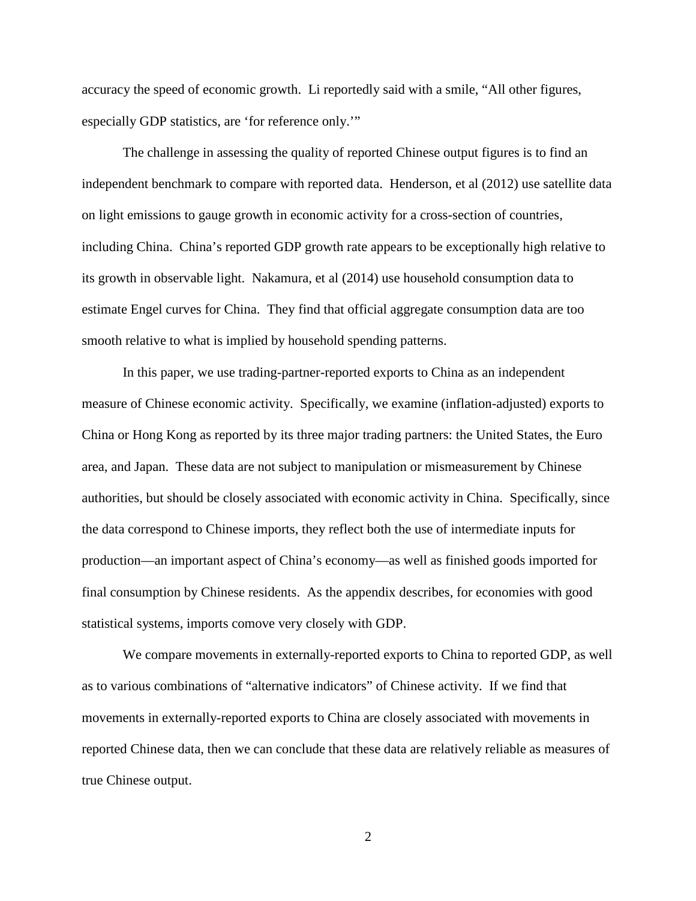accuracy the speed of economic growth. Li reportedly said with a smile, "All other figures, especially GDP statistics, are 'for reference only.'"

The challenge in assessing the quality of reported Chinese output figures is to find an independent benchmark to compare with reported data. Henderson, et al (2012) use satellite data on light emissions to gauge growth in economic activity for a cross-section of countries, including China. China's reported GDP growth rate appears to be exceptionally high relative to its growth in observable light. Nakamura, et al (2014) use household consumption data to estimate Engel curves for China. They find that official aggregate consumption data are too smooth relative to what is implied by household spending patterns.

In this paper, we use trading-partner-reported exports to China as an independent measure of Chinese economic activity. Specifically, we examine (inflation-adjusted) exports to China or Hong Kong as reported by its three major trading partners: the United States, the Euro area, and Japan. These data are not subject to manipulation or mismeasurement by Chinese authorities, but should be closely associated with economic activity in China. Specifically, since the data correspond to Chinese imports, they reflect both the use of intermediate inputs for production—an important aspect of China's economy—as well as finished goods imported for final consumption by Chinese residents. As the appendix describes, for economies with good statistical systems, imports comove very closely with GDP.

We compare movements in externally-reported exports to China to reported GDP, as well as to various combinations of "alternative indicators" of Chinese activity. If we find that movements in externally-reported exports to China are closely associated with movements in reported Chinese data, then we can conclude that these data are relatively reliable as measures of true Chinese output.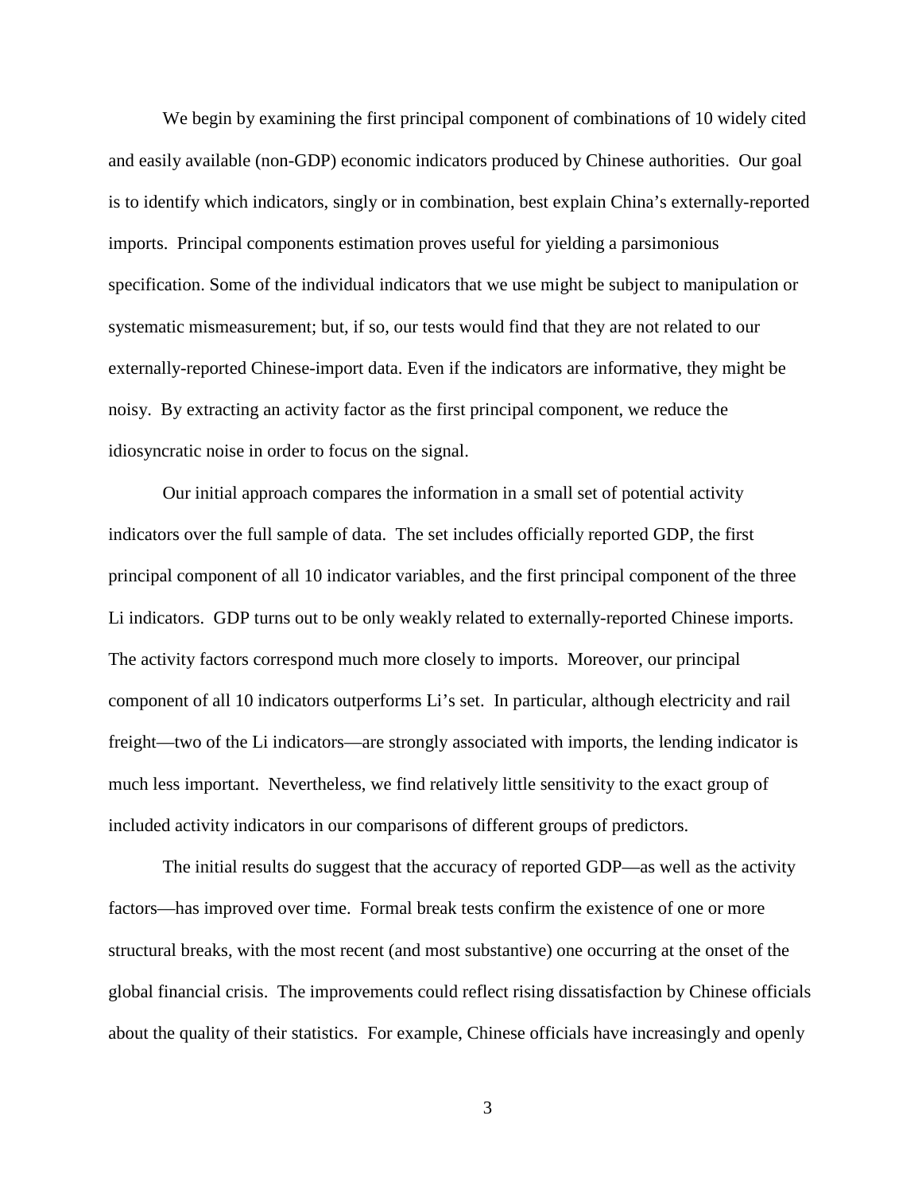We begin by examining the first principal component of combinations of 10 widely cited and easily available (non-GDP) economic indicators produced by Chinese authorities. Our goal is to identify which indicators, singly or in combination, best explain China's externally-reported imports. Principal components estimation proves useful for yielding a parsimonious specification. Some of the individual indicators that we use might be subject to manipulation or systematic mismeasurement; but, if so, our tests would find that they are not related to our externally-reported Chinese-import data. Even if the indicators are informative, they might be noisy. By extracting an activity factor as the first principal component, we reduce the idiosyncratic noise in order to focus on the signal.

Our initial approach compares the information in a small set of potential activity indicators over the full sample of data. The set includes officially reported GDP, the first principal component of all 10 indicator variables, and the first principal component of the three Li indicators. GDP turns out to be only weakly related to externally-reported Chinese imports. The activity factors correspond much more closely to imports. Moreover, our principal component of all 10 indicators outperforms Li's set. In particular, although electricity and rail freight—two of the Li indicators—are strongly associated with imports, the lending indicator is much less important. Nevertheless, we find relatively little sensitivity to the exact group of included activity indicators in our comparisons of different groups of predictors.

The initial results do suggest that the accuracy of reported GDP—as well as the activity factors—has improved over time. Formal break tests confirm the existence of one or more structural breaks, with the most recent (and most substantive) one occurring at the onset of the global financial crisis. The improvements could reflect rising dissatisfaction by Chinese officials about the quality of their statistics. For example, Chinese officials have increasingly and openly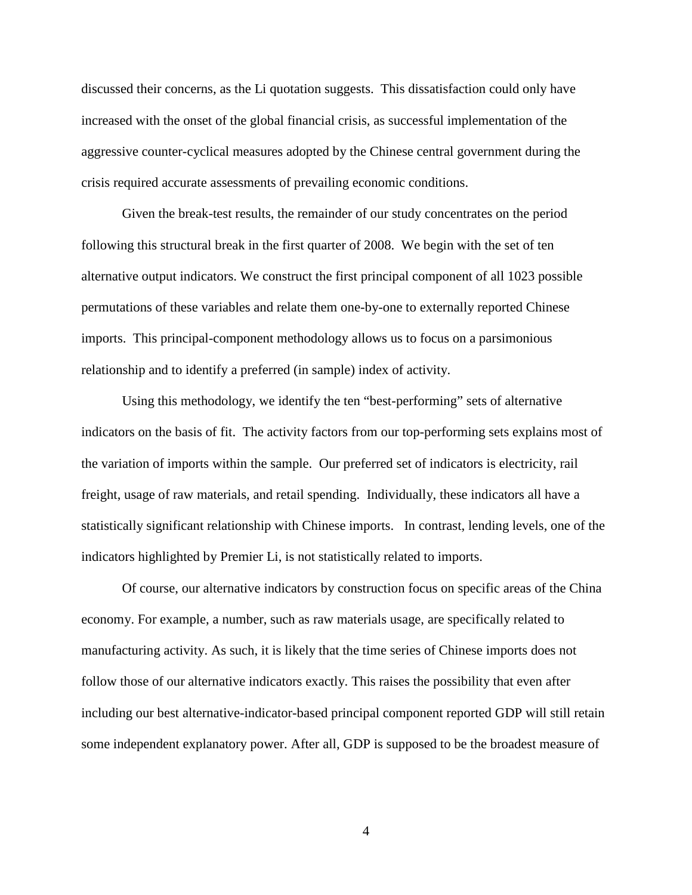discussed their concerns, as the Li quotation suggests. This dissatisfaction could only have increased with the onset of the global financial crisis, as successful implementation of the aggressive counter-cyclical measures adopted by the Chinese central government during the crisis required accurate assessments of prevailing economic conditions.

Given the break-test results, the remainder of our study concentrates on the period following this structural break in the first quarter of 2008. We begin with the set of ten alternative output indicators. We construct the first principal component of all 1023 possible permutations of these variables and relate them one-by-one to externally reported Chinese imports. This principal-component methodology allows us to focus on a parsimonious relationship and to identify a preferred (in sample) index of activity.

Using this methodology, we identify the ten "best-performing" sets of alternative indicators on the basis of fit. The activity factors from our top-performing sets explains most of the variation of imports within the sample. Our preferred set of indicators is electricity, rail freight, usage of raw materials, and retail spending. Individually, these indicators all have a statistically significant relationship with Chinese imports. In contrast, lending levels, one of the indicators highlighted by Premier Li, is not statistically related to imports.

Of course, our alternative indicators by construction focus on specific areas of the China economy. For example, a number, such as raw materials usage, are specifically related to manufacturing activity. As such, it is likely that the time series of Chinese imports does not follow those of our alternative indicators exactly. This raises the possibility that even after including our best alternative-indicator-based principal component reported GDP will still retain some independent explanatory power. After all, GDP is supposed to be the broadest measure of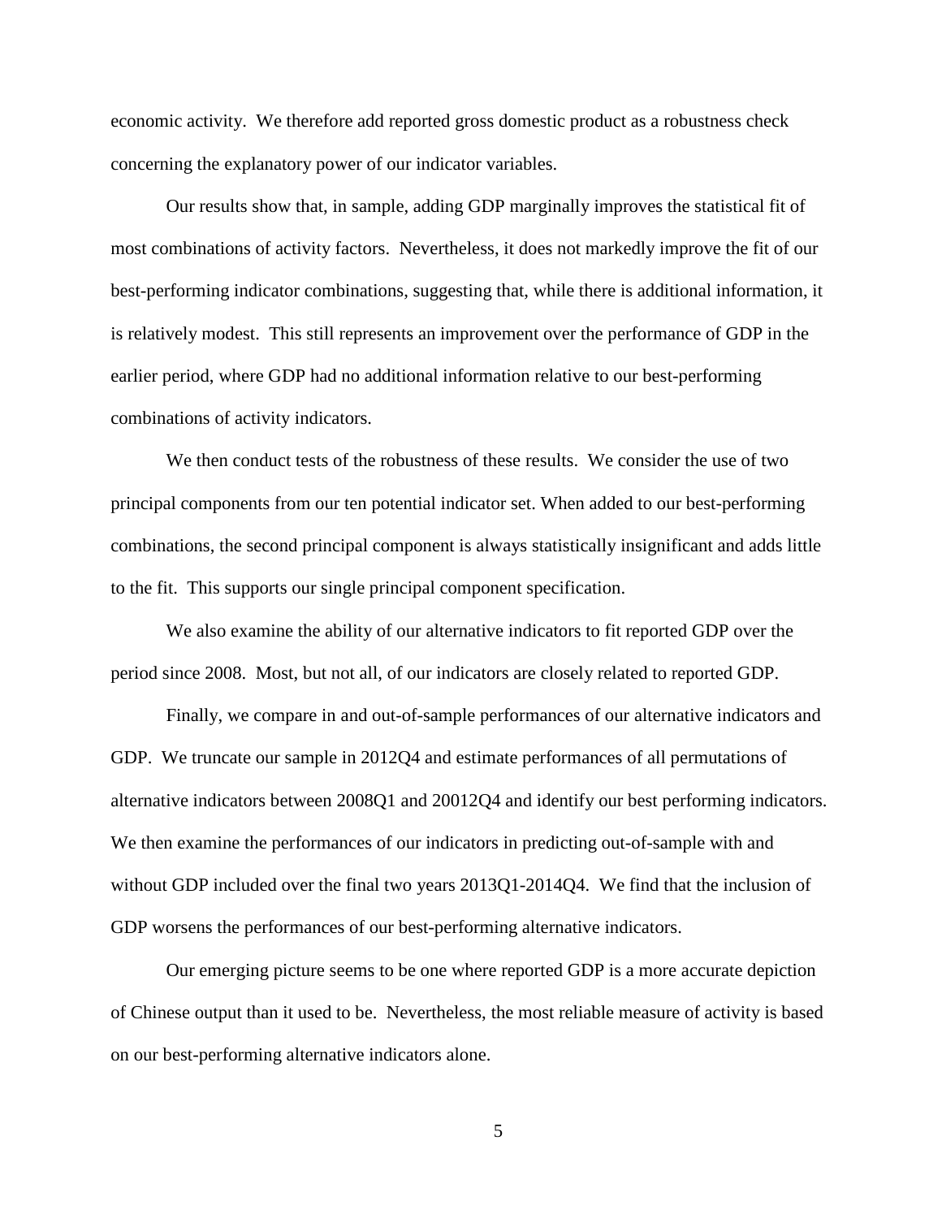economic activity. We therefore add reported gross domestic product as a robustness check concerning the explanatory power of our indicator variables.

Our results show that, in sample, adding GDP marginally improves the statistical fit of most combinations of activity factors. Nevertheless, it does not markedly improve the fit of our best-performing indicator combinations, suggesting that, while there is additional information, it is relatively modest. This still represents an improvement over the performance of GDP in the earlier period, where GDP had no additional information relative to our best-performing combinations of activity indicators.

We then conduct tests of the robustness of these results. We consider the use of two principal components from our ten potential indicator set. When added to our best-performing combinations, the second principal component is always statistically insignificant and adds little to the fit. This supports our single principal component specification.

We also examine the ability of our alternative indicators to fit reported GDP over the period since 2008. Most, but not all, of our indicators are closely related to reported GDP.

Finally, we compare in and out-of-sample performances of our alternative indicators and GDP. We truncate our sample in 2012Q4 and estimate performances of all permutations of alternative indicators between 2008Q1 and 20012Q4 and identify our best performing indicators. We then examine the performances of our indicators in predicting out-of-sample with and without GDP included over the final two years 2013Q1-2014Q4. We find that the inclusion of GDP worsens the performances of our best-performing alternative indicators.

Our emerging picture seems to be one where reported GDP is a more accurate depiction of Chinese output than it used to be. Nevertheless, the most reliable measure of activity is based on our best-performing alternative indicators alone.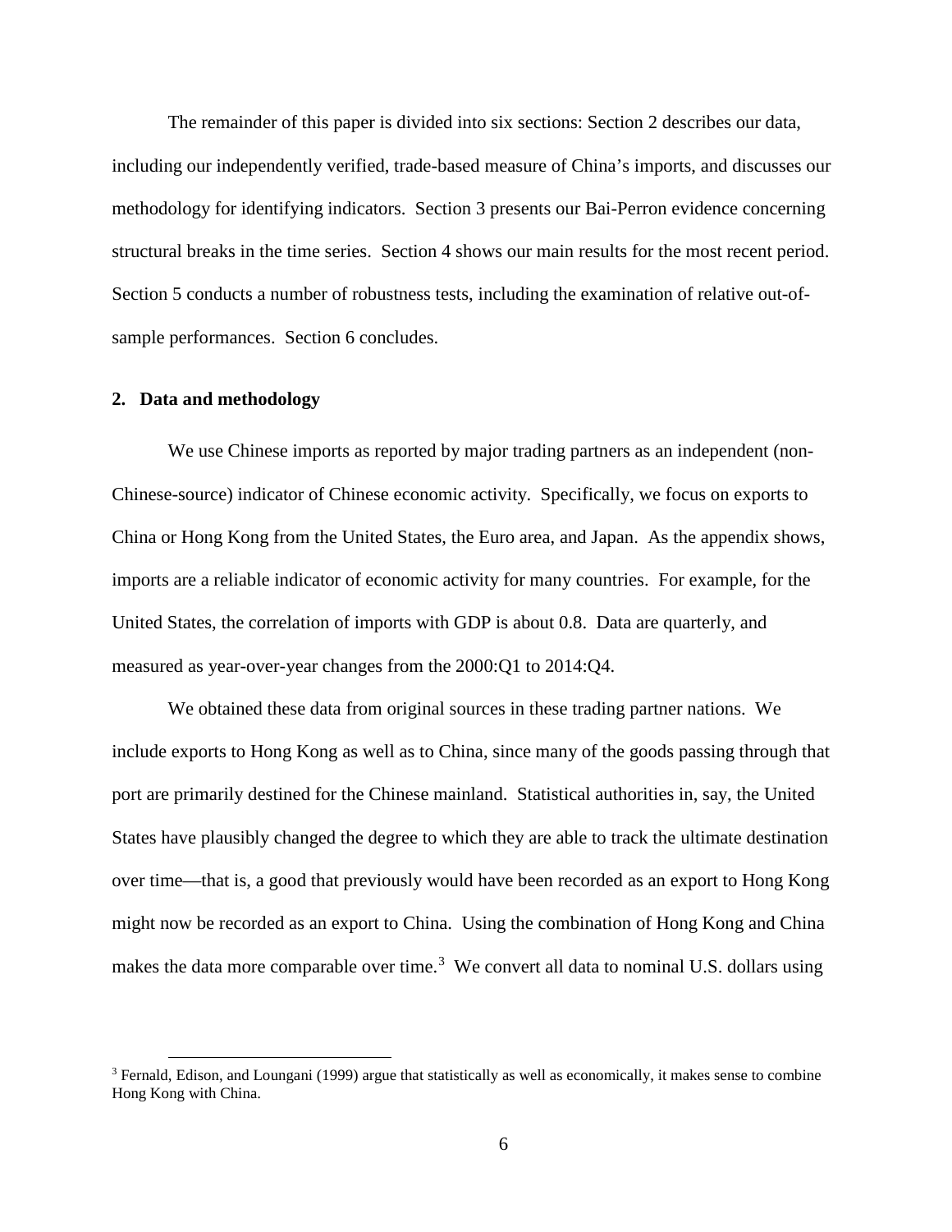The remainder of this paper is divided into six sections: Section 2 describes our data, including our independently verified, trade-based measure of China's imports, and discusses our methodology for identifying indicators. Section 3 presents our Bai-Perron evidence concerning structural breaks in the time series. Section 4 shows our main results for the most recent period. Section 5 conducts a number of robustness tests, including the examination of relative out-of-sample performances. Section 6 concludes.

## 2. Data and methodology

We use Chinese imports as reported by major trading partners as an independent (non-Chinese-source) indicator of Chinese economic activity. Specifically, we focus on exports to China or Hong Kong from the United States, the Euro area, and Japan. As the appendix shows, imports are a reliable indicator of economic activity for many countries. For example, for the United States, the correlation of imports with GDP is about 0.8. Data are quarterly, and measured as year-over-year changes from the 2000:Q1 to 2014:Q4.

We obtained these data from original sources in these trading partner nations. We include exports to Hong Kong as well as to China, since many of the goods passing through that port are primarily destined for the Chinese mainland. Statistical authorities in, say, the United States have plausibly changed the degree to which they are able to track the ultimate destination over time—that is, a good that previously would have been recorded as an export to Hong Kong might now be recorded as an export to China. Using the combination of Hong Kong and China makes the data more comparable over time.[3] We convert all data to nominal U.S. dollars using

[3] Fernald, Edison, and Loungani (1999) argue that statistically as well as economically, it makes sense to combine Hong Kong with China.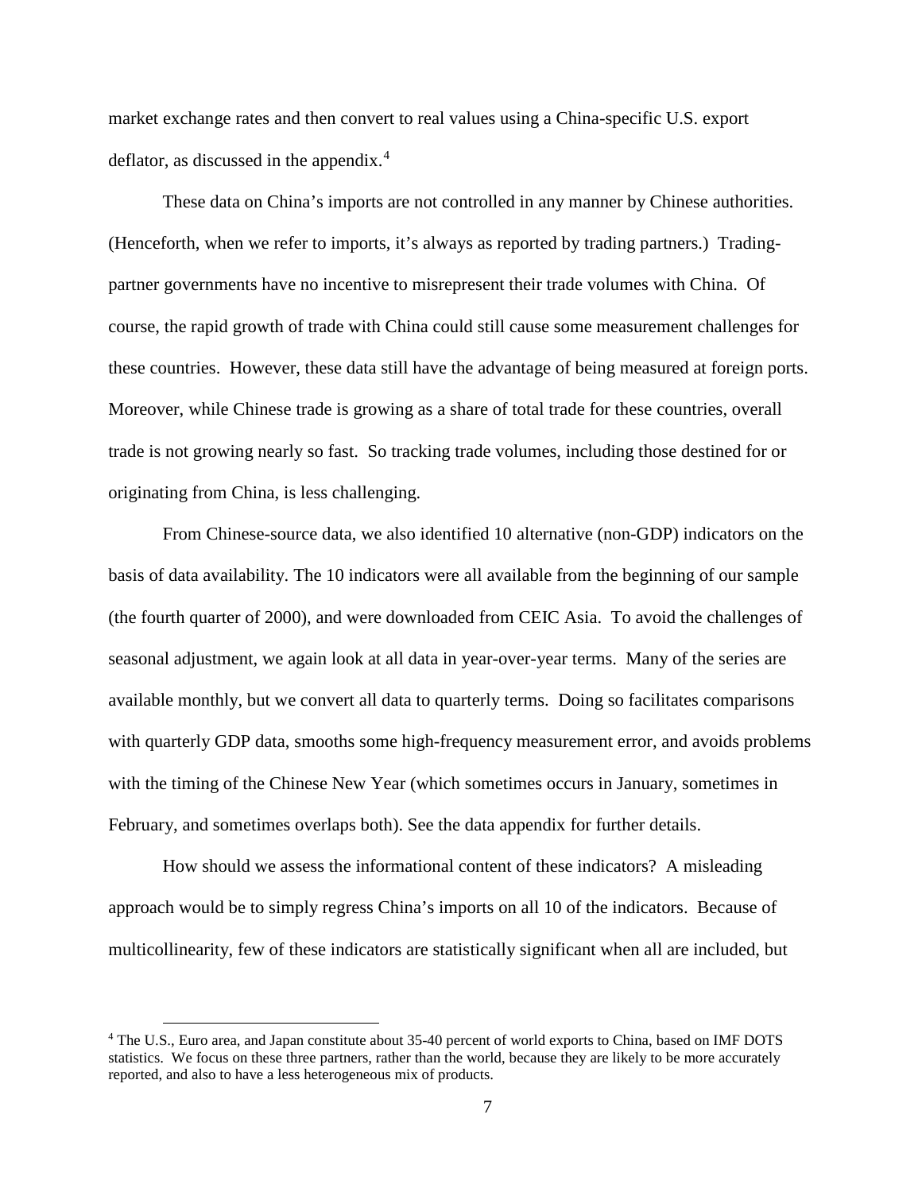market exchange rates and then convert to real values using a China-specific U.S. export deflator, as discussed in the appendix.[4]

These data on China's imports are not controlled in any manner by Chinese authorities. (Henceforth, when we refer to imports, it's always as reported by trading partners.) Trading-partner governments have no incentive to misrepresent their trade volumes with China. Of course, the rapid growth of trade with China could still cause some measurement challenges for these countries. However, these data still have the advantage of being measured at foreign ports. Moreover, while Chinese trade is growing as a share of total trade for these countries, overall trade is not growing nearly so fast. So tracking trade volumes, including those destined for or originating from China, is less challenging.

From Chinese-source data, we also identified 10 alternative (non-GDP) indicators on the basis of data availability. The 10 indicators were all available from the beginning of our sample (the fourth quarter of 2000), and were downloaded from CEIC Asia. To avoid the challenges of seasonal adjustment, we again look at all data in year-over-year terms. Many of the series are available monthly, but we convert all data to quarterly terms. Doing so facilitates comparisons with quarterly GDP data, smooths some high-frequency measurement error, and avoids problems with the timing of the Chinese New Year (which sometimes occurs in January, sometimes in February, and sometimes overlaps both). See the data appendix for further details.

How should we assess the informational content of these indicators? A misleading approach would be to simply regress China's imports on all 10 of the indicators. Because of multicollinearity, few of these indicators are statistically significant when all are included, but

---

[4] The U.S., Euro area, and Japan constitute about 35-40 percent of world exports to China, based on IMF DOTS statistics. We focus on these three partners, rather than the world, because they are likely to be more accurately reported, and also to have a less heterogeneous mix of products.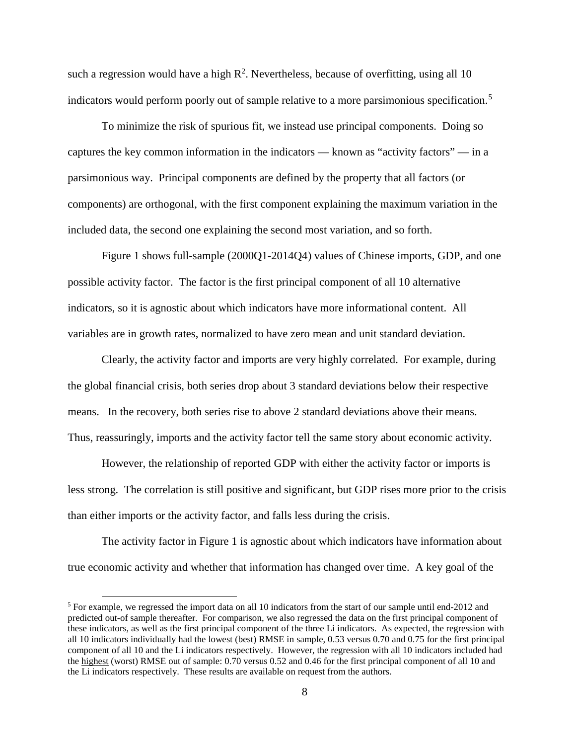such a regression would have a high $R^2$. Nevertheless, because of overfitting, using all 10 indicators would perform poorly out of sample relative to a more parsimonious specification.[5]

To minimize the risk of spurious fit, we instead use principal components. Doing so captures the key common information in the indicators — known as "activity factors" — in a parsimonious way. Principal components are defined by the property that all factors (or components) are orthogonal, with the first component explaining the maximum variation in the included data, the second one explaining the second most variation, and so forth.

Figure 1 shows full-sample (2000Q1-2014Q4) values of Chinese imports, GDP, and one possible activity factor. The factor is the first principal component of all 10 alternative indicators, so it is agnostic about which indicators have more informational content. All variables are in growth rates, normalized to have zero mean and unit standard deviation.

Clearly, the activity factor and imports are very highly correlated. For example, during the global financial crisis, both series drop about 3 standard deviations below their respective means. In the recovery, both series rise to above 2 standard deviations above their means. Thus, reassuringly, imports and the activity factor tell the same story about economic activity.

However, the relationship of reported GDP with either the activity factor or imports is less strong. The correlation is still positive and significant, but GDP rises more prior to the crisis than either imports or the activity factor, and falls less during the crisis.

The activity factor in Figure 1 is agnostic about which indicators have information about true economic activity and whether that information has changed over time. A key goal of the

---

[5] For example, we regressed the import data on all 10 indicators from the start of our sample until end-2012 and predicted out-of sample thereafter. For comparison, we also regressed the data on the first principal component of these indicators, as well as the first principal component of the three Li indicators. As expected, the regression with all 10 indicators individually had the lowest (best) RMSE in sample, 0.53 versus 0.70 and 0.75 for the first principal component of all 10 and the Li indicators respectively. However, the regression with all 10 indicators included had the highest (worst) RMSE out of sample: 0.70 versus 0.52 and 0.46 for the first principal component of all 10 and the Li indicators respectively. These results are available on request from the authors.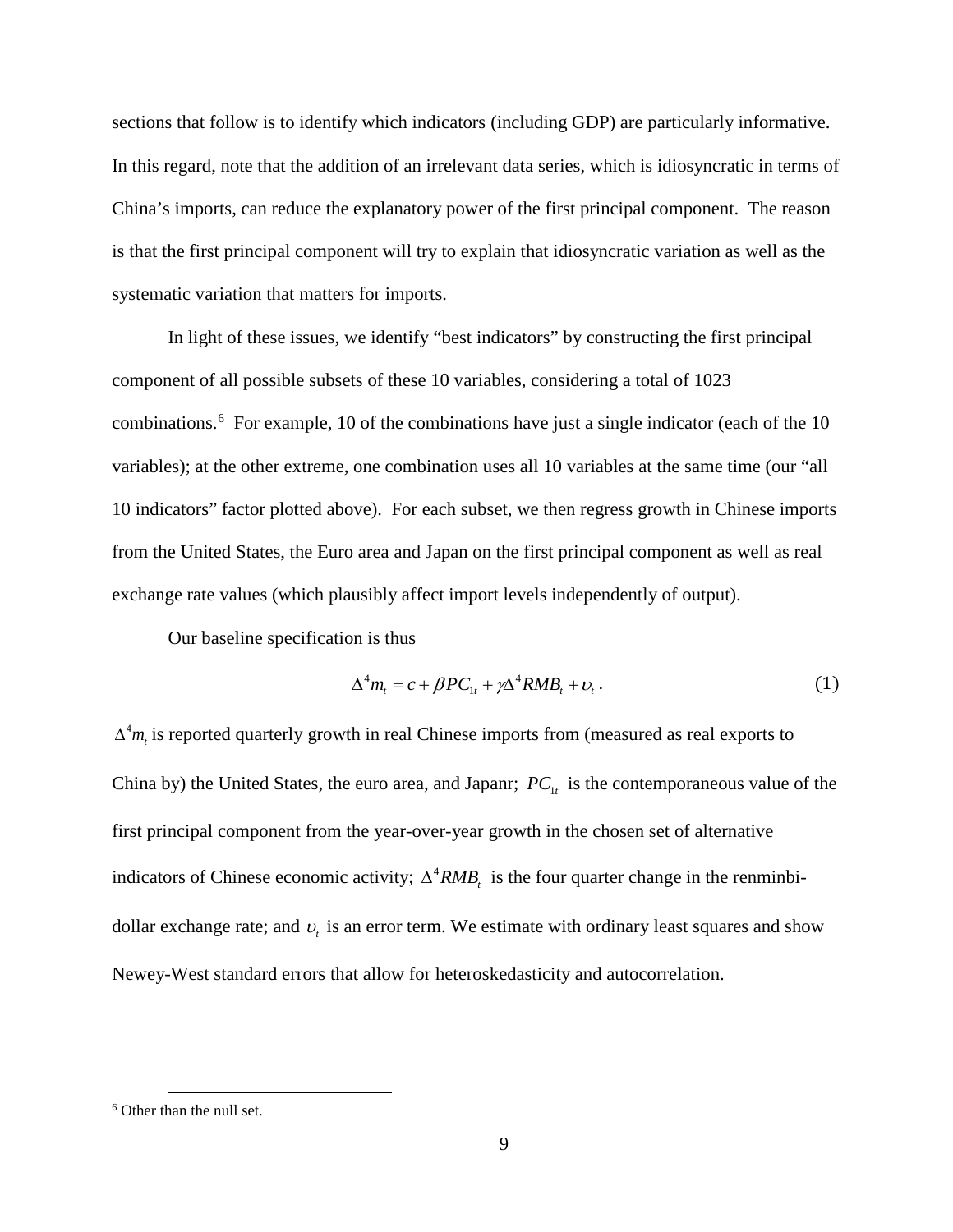sections that follow is to identify which indicators (including GDP) are particularly informative. In this regard, note that the addition of an irrelevant data series, which is idiosyncratic in terms of China's imports, can reduce the explanatory power of the first principal component. The reason is that the first principal component will try to explain that idiosyncratic variation as well as the systematic variation that matters for imports.

In light of these issues, we identify "best indicators" by constructing the first principal component of all possible subsets of these 10 variables, considering a total of 1023 combinations.[6] For example, 10 of the combinations have just a single indicator (each of the 10 variables); at the other extreme, one combination uses all 10 variables at the same time (our "all 10 indicators" factor plotted above). For each subset, we then regress growth in Chinese imports from the United States, the Euro area and Japan on the first principal component as well as real exchange rate values (which plausibly affect import levels independently of output).

Our baseline specification is thus

$$\Delta^4 m_t = c + \beta PC_{1t} + \gamma \Delta^4 RMB_t + \upsilon_t \,. \tag{1}$$

$\Delta^4 m_t$ is reported quarterly growth in real Chinese imports from (measured as real exports to China by) the United States, the euro area, and Japanr; $PC_{1t}$ is the contemporaneous value of the first principal component from the year-over-year growth in the chosen set of alternative indicators of Chinese economic activity; $\Delta^4 RMB_t$ is the four quarter change in the renminbi-dollar exchange rate; and $\upsilon_t$ is an error term. We estimate with ordinary least squares and show Newey-West standard errors that allow for heteroskedasticity and autocorrelation.

[6] Other than the null set.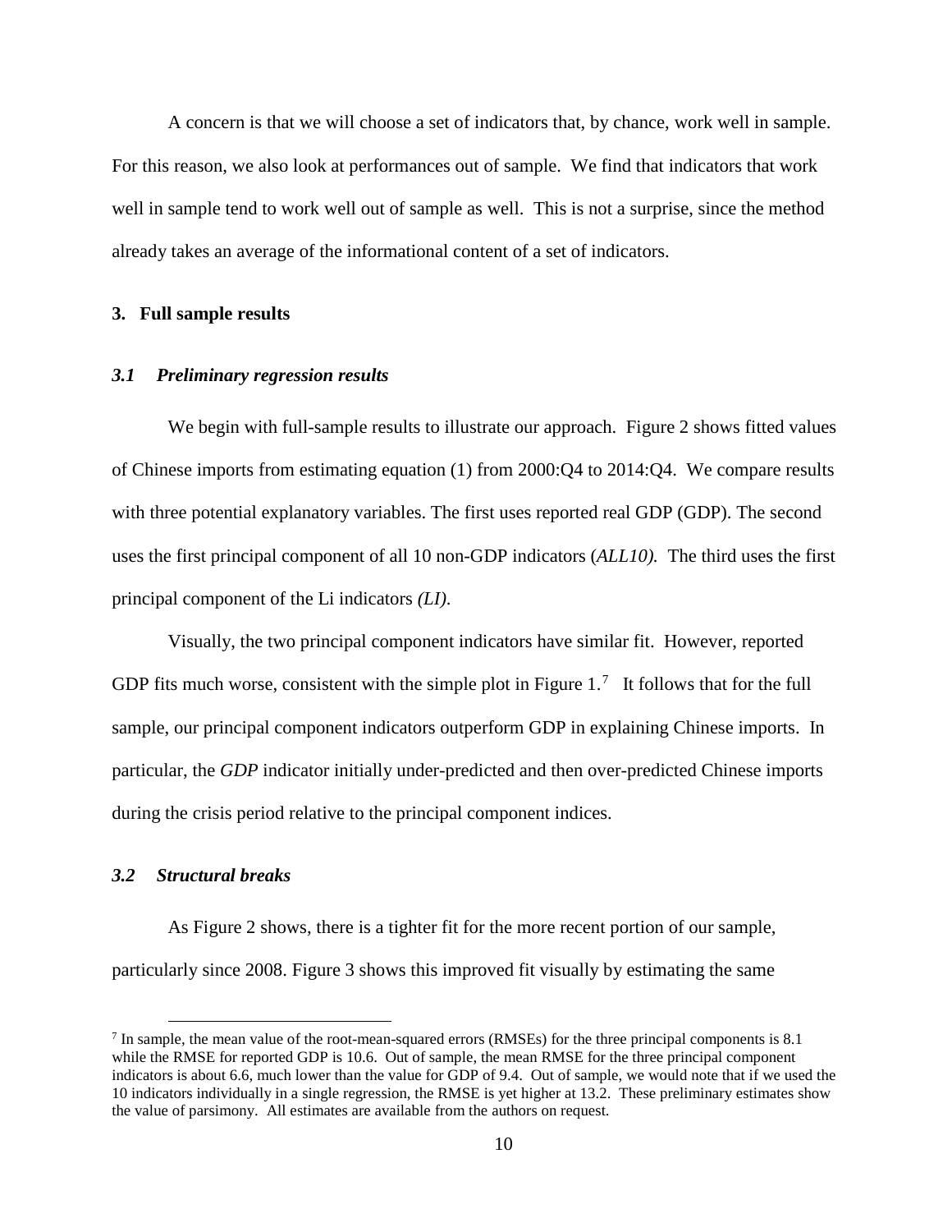A concern is that we will choose a set of indicators that, by chance, work well in sample. For this reason, we also look at performances out of sample. We find that indicators that work well in sample tend to work well out of sample as well. This is not a surprise, since the method already takes an average of the informational content of a set of indicators.

## 3. Full sample results

### *3.1 Preliminary regression results*

We begin with full-sample results to illustrate our approach. Figure 2 shows fitted values of Chinese imports from estimating equation (1) from 2000:Q4 to 2014:Q4. We compare results with three potential explanatory variables. The first uses reported real GDP (GDP). The second uses the first principal component of all 10 non-GDP indicators (*ALL10).* The third uses the first principal component of the Li indicators *(LI)*.

Visually, the two principal component indicators have similar fit. However, reported GDP fits much worse, consistent with the simple plot in Figure 1.[7] It follows that for the full sample, our principal component indicators outperform GDP in explaining Chinese imports. In particular, the *GDP* indicator initially under-predicted and then over-predicted Chinese imports during the crisis period relative to the principal component indices.

### *3.2 Structural breaks*

As Figure 2 shows, there is a tighter fit for the more recent portion of our sample, particularly since 2008. Figure 3 shows this improved fit visually by estimating the same

[7] In sample, the mean value of the root-mean-squared errors (RMSEs) for the three principal components is 8.1 while the RMSE for reported GDP is 10.6. Out of sample, the mean RMSE for the three principal component indicators is about 6.6, much lower than the value for GDP of 9.4. Out of sample, we would note that if we used the 10 indicators individually in a single regression, the RMSE is yet higher at 13.2. These preliminary estimates show the value of parsimony. All estimates are available from the authors on request.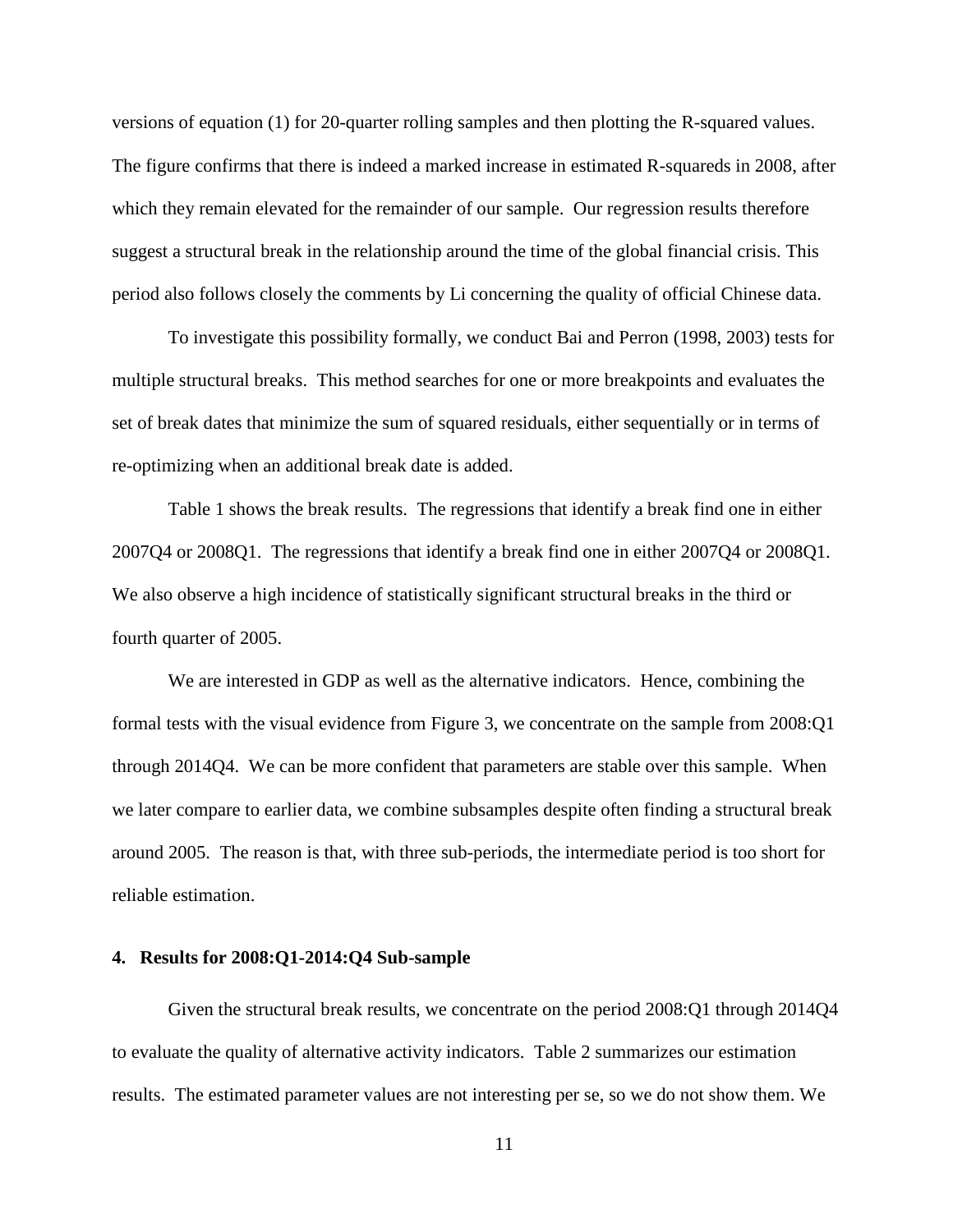versions of equation (1) for 20-quarter rolling samples and then plotting the R-squared values. The figure confirms that there is indeed a marked increase in estimated R-squareds in 2008, after which they remain elevated for the remainder of our sample. Our regression results therefore suggest a structural break in the relationship around the time of the global financial crisis. This period also follows closely the comments by Li concerning the quality of official Chinese data.

To investigate this possibility formally, we conduct Bai and Perron (1998, 2003) tests for multiple structural breaks. This method searches for one or more breakpoints and evaluates the set of break dates that minimize the sum of squared residuals, either sequentially or in terms of re-optimizing when an additional break date is added.

Table 1 shows the break results. The regressions that identify a break find one in either 2007Q4 or 2008Q1. The regressions that identify a break find one in either 2007Q4 or 2008Q1. We also observe a high incidence of statistically significant structural breaks in the third or fourth quarter of 2005.

We are interested in GDP as well as the alternative indicators. Hence, combining the formal tests with the visual evidence from Figure 3, we concentrate on the sample from 2008:Q1 through 2014Q4. We can be more confident that parameters are stable over this sample. When we later compare to earlier data, we combine subsamples despite often finding a structural break around 2005. The reason is that, with three sub-periods, the intermediate period is too short for reliable estimation.

## 4. Results for 2008:Q1-2014:Q4 Sub-sample

Given the structural break results, we concentrate on the period 2008:Q1 through 2014Q4 to evaluate the quality of alternative activity indicators. Table 2 summarizes our estimation results. The estimated parameter values are not interesting per se, so we do not show them. We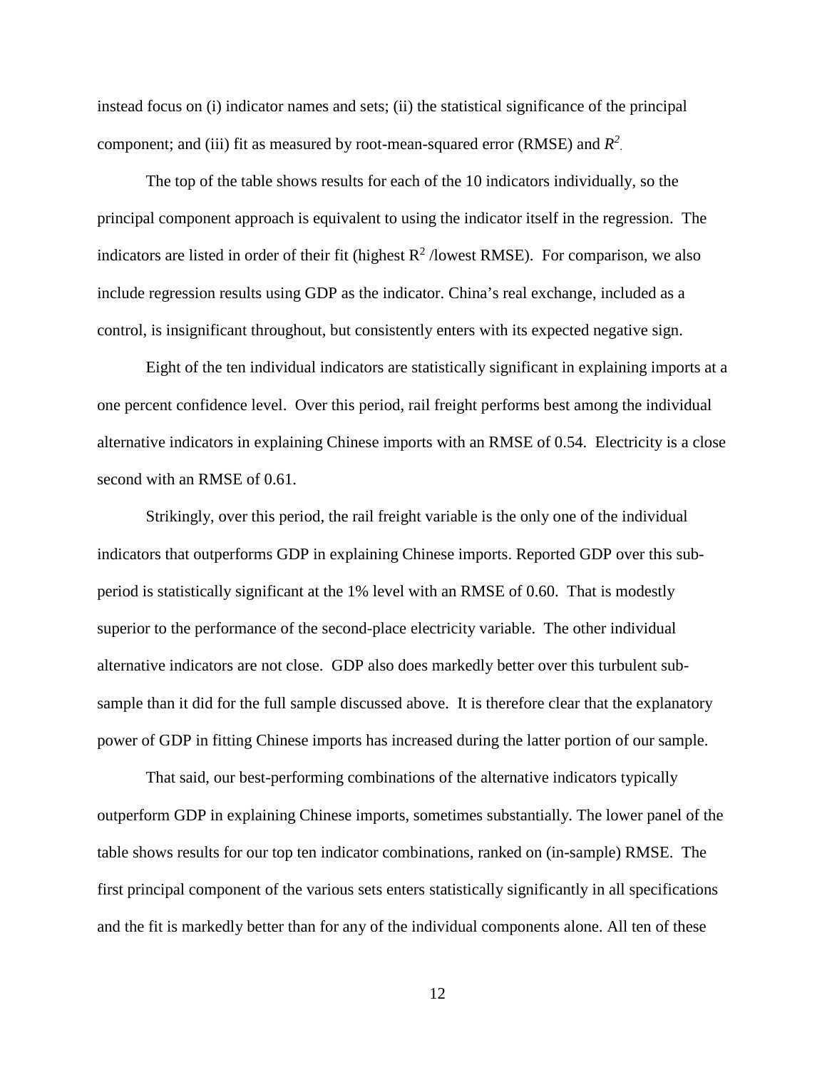instead focus on (i) indicator names and sets; (ii) the statistical significance of the principal component; and (iii) fit as measured by root-mean-squared error (RMSE) and $R^2$.

The top of the table shows results for each of the 10 indicators individually, so the principal component approach is equivalent to using the indicator itself in the regression. The indicators are listed in order of their fit (highest $R^2$ /lowest RMSE). For comparison, we also include regression results using GDP as the indicator. China's real exchange, included as a control, is insignificant throughout, but consistently enters with its expected negative sign.

Eight of the ten individual indicators are statistically significant in explaining imports at a one percent confidence level. Over this period, rail freight performs best among the individual alternative indicators in explaining Chinese imports with an RMSE of 0.54. Electricity is a close second with an RMSE of 0.61.

Strikingly, over this period, the rail freight variable is the only one of the individual indicators that outperforms GDP in explaining Chinese imports. Reported GDP over this sub-period is statistically significant at the 1% level with an RMSE of 0.60. That is modestly superior to the performance of the second-place electricity variable. The other individual alternative indicators are not close. GDP also does markedly better over this turbulent sub-sample than it did for the full sample discussed above. It is therefore clear that the explanatory power of GDP in fitting Chinese imports has increased during the latter portion of our sample.

That said, our best-performing combinations of the alternative indicators typically outperform GDP in explaining Chinese imports, sometimes substantially. The lower panel of the table shows results for our top ten indicator combinations, ranked on (in-sample) RMSE. The first principal component of the various sets enters statistically significantly in all specifications and the fit is markedly better than for any of the individual components alone. All ten of these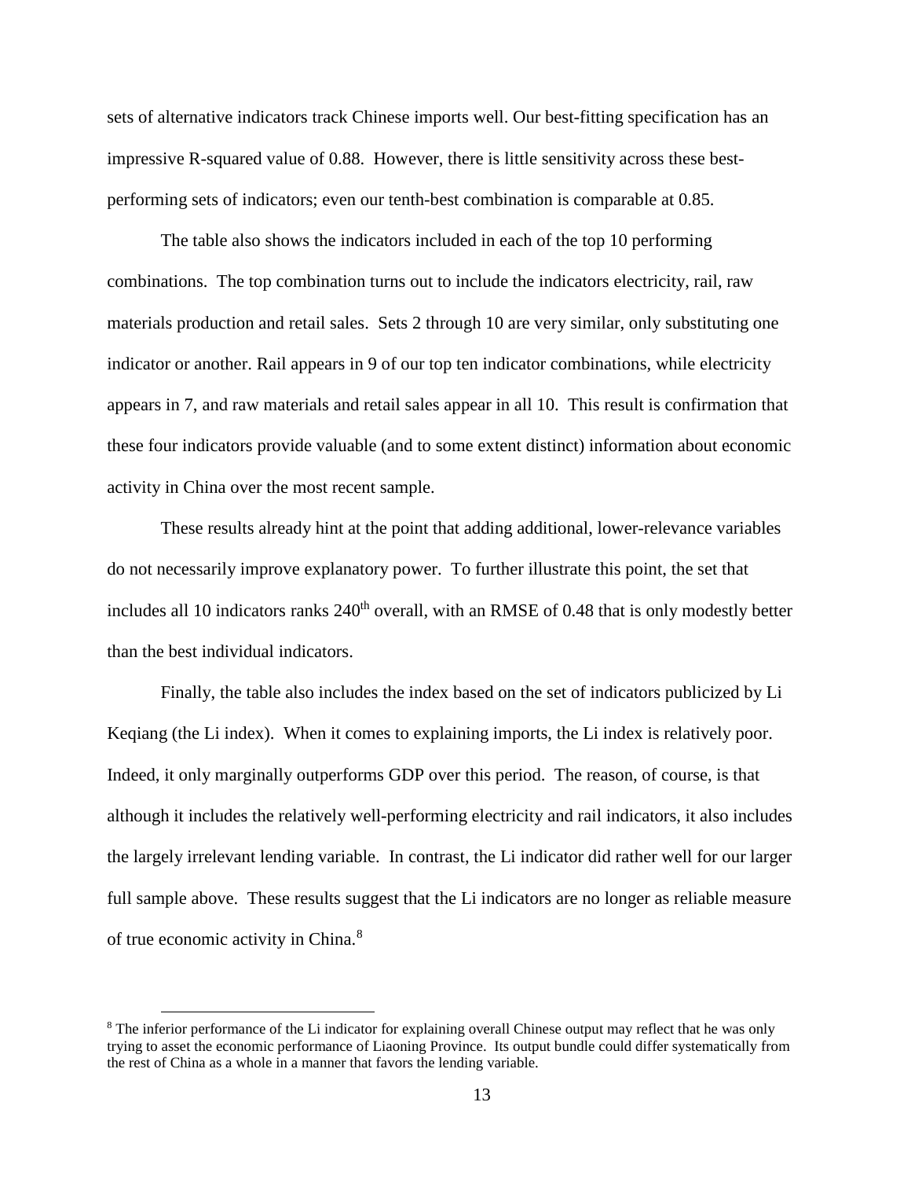sets of alternative indicators track Chinese imports well. Our best-fitting specification has an impressive R-squared value of 0.88. However, there is little sensitivity across these best-performing sets of indicators; even our tenth-best combination is comparable at 0.85.

The table also shows the indicators included in each of the top 10 performing combinations. The top combination turns out to include the indicators electricity, rail, raw materials production and retail sales. Sets 2 through 10 are very similar, only substituting one indicator or another. Rail appears in 9 of our top ten indicator combinations, while electricity appears in 7, and raw materials and retail sales appear in all 10. This result is confirmation that these four indicators provide valuable (and to some extent distinct) information about economic activity in China over the most recent sample.

These results already hint at the point that adding additional, lower-relevance variables do not necessarily improve explanatory power. To further illustrate this point, the set that includes all 10 indicators ranks 240th overall, with an RMSE of 0.48 that is only modestly better than the best individual indicators.

Finally, the table also includes the index based on the set of indicators publicized by Li Keqiang (the Li index). When it comes to explaining imports, the Li index is relatively poor. Indeed, it only marginally outperforms GDP over this period. The reason, of course, is that although it includes the relatively well-performing electricity and rail indicators, it also includes the largely irrelevant lending variable. In contrast, the Li indicator did rather well for our larger full sample above. These results suggest that the Li indicators are no longer as reliable measure of true economic activity in China.[8]

---

[8] The inferior performance of the Li indicator for explaining overall Chinese output may reflect that he was only trying to asset the economic performance of Liaoning Province. Its output bundle could differ systematically from the rest of China as a whole in a manner that favors the lending variable.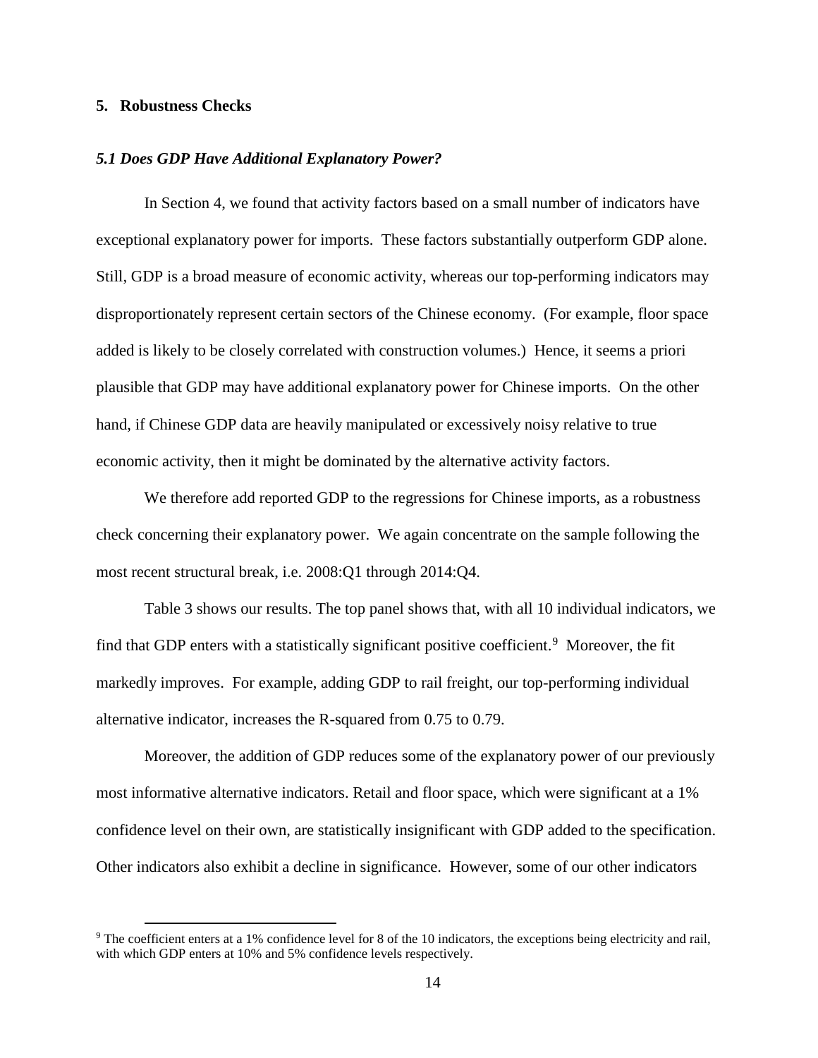## 5. Robustness Checks

### *5.1 Does GDP Have Additional Explanatory Power?*

In Section 4, we found that activity factors based on a small number of indicators have exceptional explanatory power for imports. These factors substantially outperform GDP alone. Still, GDP is a broad measure of economic activity, whereas our top-performing indicators may disproportionately represent certain sectors of the Chinese economy. (For example, floor space added is likely to be closely correlated with construction volumes.) Hence, it seems a priori plausible that GDP may have additional explanatory power for Chinese imports. On the other hand, if Chinese GDP data are heavily manipulated or excessively noisy relative to true economic activity, then it might be dominated by the alternative activity factors.

We therefore add reported GDP to the regressions for Chinese imports, as a robustness check concerning their explanatory power. We again concentrate on the sample following the most recent structural break, i.e. 2008:Q1 through 2014:Q4.

Table 3 shows our results. The top panel shows that, with all 10 individual indicators, we find that GDP enters with a statistically significant positive coefficient.[9] Moreover, the fit markedly improves. For example, adding GDP to rail freight, our top-performing individual alternative indicator, increases the R-squared from 0.75 to 0.79.

Moreover, the addition of GDP reduces some of the explanatory power of our previously most informative alternative indicators. Retail and floor space, which were significant at a 1% confidence level on their own, are statistically insignificant with GDP added to the specification. Other indicators also exhibit a decline in significance. However, some of our other indicators

[9] The coefficient enters at a 1% confidence level for 8 of the 10 indicators, the exceptions being electricity and rail, with which GDP enters at 10% and 5% confidence levels respectively.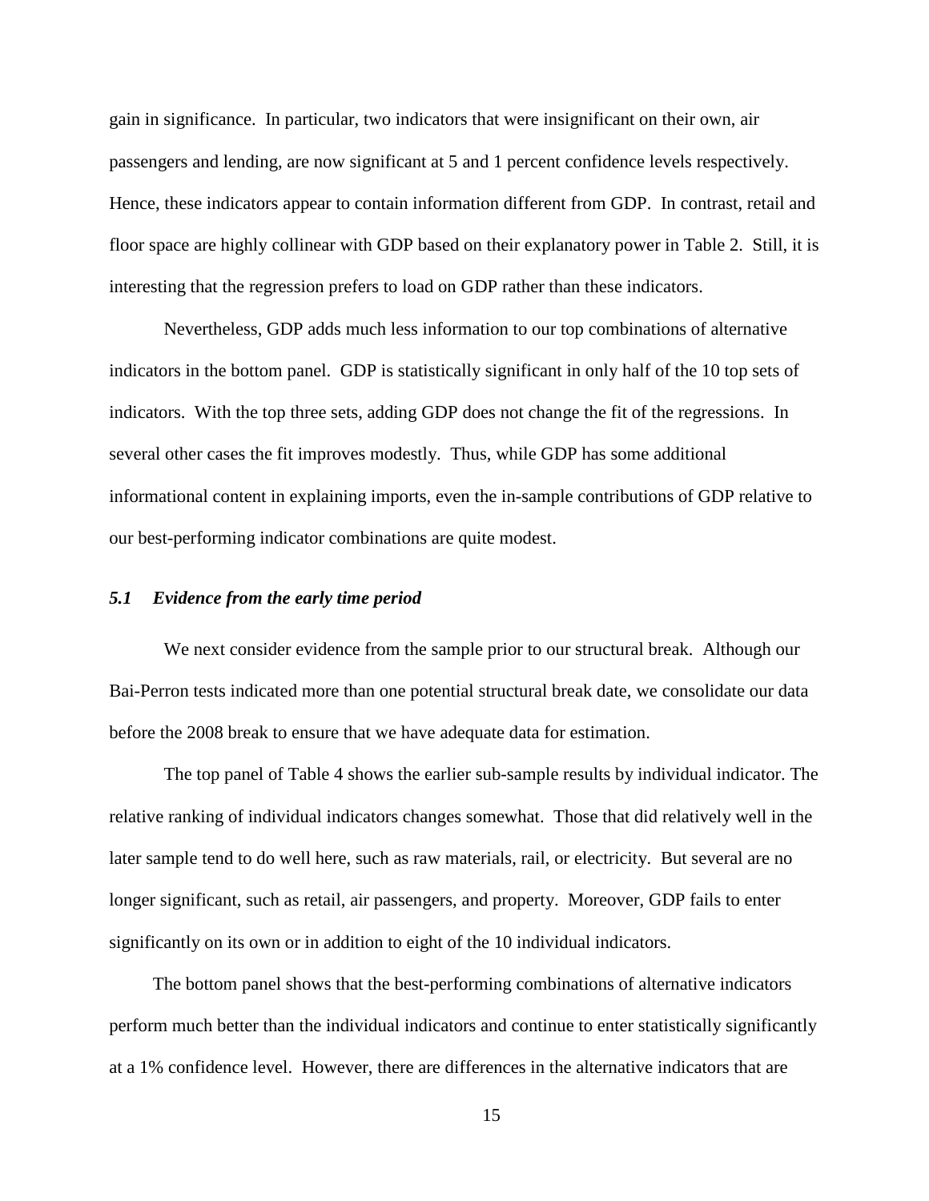gain in significance. In particular, two indicators that were insignificant on their own, air passengers and lending, are now significant at 5 and 1 percent confidence levels respectively. Hence, these indicators appear to contain information different from GDP. In contrast, retail and floor space are highly collinear with GDP based on their explanatory power in Table 2. Still, it is interesting that the regression prefers to load on GDP rather than these indicators.

Nevertheless, GDP adds much less information to our top combinations of alternative indicators in the bottom panel. GDP is statistically significant in only half of the 10 top sets of indicators. With the top three sets, adding GDP does not change the fit of the regressions. In several other cases the fit improves modestly. Thus, while GDP has some additional informational content in explaining imports, even the in-sample contributions of GDP relative to our best-performing indicator combinations are quite modest.

### *5.1 Evidence from the early time period*

We next consider evidence from the sample prior to our structural break. Although our Bai-Perron tests indicated more than one potential structural break date, we consolidate our data before the 2008 break to ensure that we have adequate data for estimation.

The top panel of Table 4 shows the earlier sub-sample results by individual indicator. The relative ranking of individual indicators changes somewhat. Those that did relatively well in the later sample tend to do well here, such as raw materials, rail, or electricity. But several are no longer significant, such as retail, air passengers, and property. Moreover, GDP fails to enter significantly on its own or in addition to eight of the 10 individual indicators.

The bottom panel shows that the best-performing combinations of alternative indicators perform much better than the individual indicators and continue to enter statistically significantly at a 1% confidence level. However, there are differences in the alternative indicators that are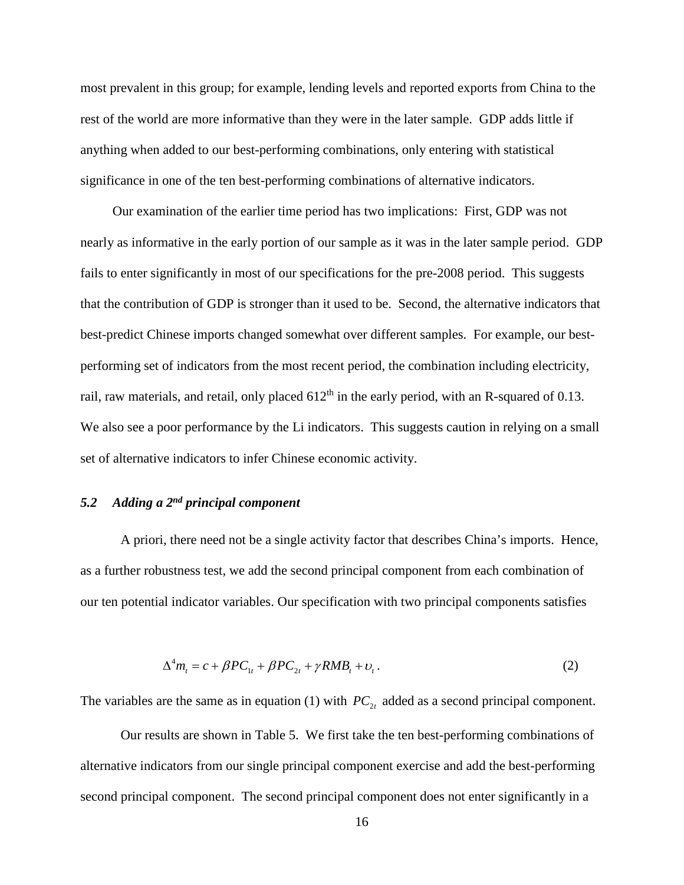most prevalent in this group; for example, lending levels and reported exports from China to the rest of the world are more informative than they were in the later sample. GDP adds little if anything when added to our best-performing combinations, only entering with statistical significance in one of the ten best-performing combinations of alternative indicators.

Our examination of the earlier time period has two implications: First, GDP was not nearly as informative in the early portion of our sample as it was in the later sample period. GDP fails to enter significantly in most of our specifications for the pre-2008 period. This suggests that the contribution of GDP is stronger than it used to be. Second, the alternative indicators that best-predict Chinese imports changed somewhat over different samples. For example, our best-performing set of indicators from the most recent period, the combination including electricity, rail, raw materials, and retail, only placed 612th in the early period, with an R-squared of 0.13. We also see a poor performance by the Li indicators. This suggests caution in relying on a small set of alternative indicators to infer Chinese economic activity.

### *5.2 Adding a 2nd principal component*

A priori, there need not be a single activity factor that describes China's imports. Hence, as a further robustness test, we add the second principal component from each combination of our ten potential indicator variables. Our specification with two principal components satisfies

$$\Delta^4 m_t = c + \beta PC_{1t} + \beta PC_{2t} + \gamma RMB_t + \upsilon_t . \qquad (2)$$

The variables are the same as in equation (1) with $PC_{2t}$ added as a second principal component.

Our results are shown in Table 5. We first take the ten best-performing combinations of alternative indicators from our single principal component exercise and add the best-performing second principal component. The second principal component does not enter significantly in a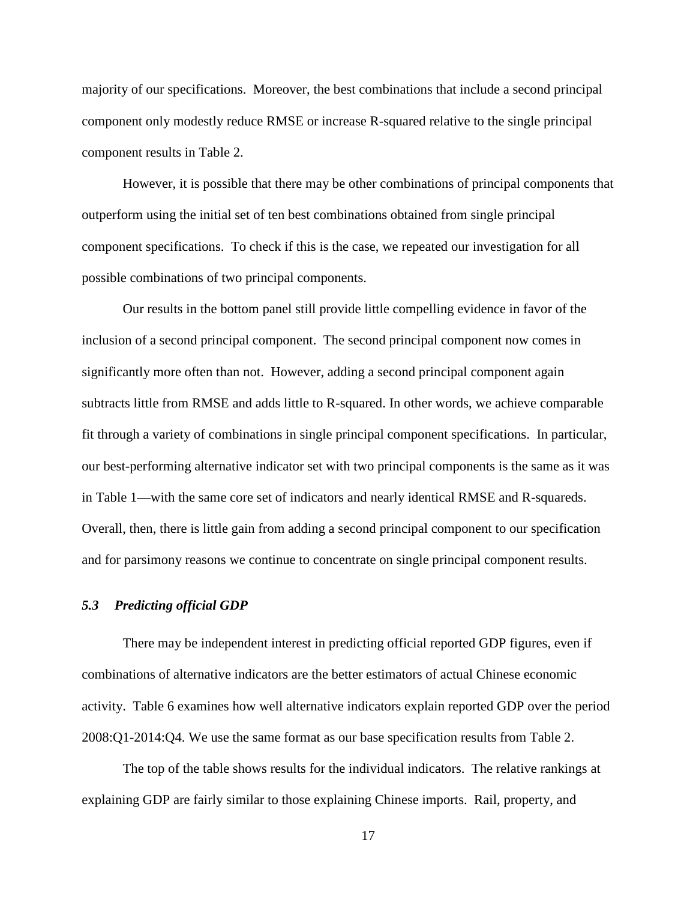majority of our specifications. Moreover, the best combinations that include a second principal component only modestly reduce RMSE or increase R-squared relative to the single principal component results in Table 2.

However, it is possible that there may be other combinations of principal components that outperform using the initial set of ten best combinations obtained from single principal component specifications. To check if this is the case, we repeated our investigation for all possible combinations of two principal components.

Our results in the bottom panel still provide little compelling evidence in favor of the inclusion of a second principal component. The second principal component now comes in significantly more often than not. However, adding a second principal component again subtracts little from RMSE and adds little to R-squared. In other words, we achieve comparable fit through a variety of combinations in single principal component specifications. In particular, our best-performing alternative indicator set with two principal components is the same as it was in Table 1—with the same core set of indicators and nearly identical RMSE and R-squareds. Overall, then, there is little gain from adding a second principal component to our specification and for parsimony reasons we continue to concentrate on single principal component results.

### *5.3 Predicting official GDP*

There may be independent interest in predicting official reported GDP figures, even if combinations of alternative indicators are the better estimators of actual Chinese economic activity. Table 6 examines how well alternative indicators explain reported GDP over the period 2008:Q1-2014:Q4. We use the same format as our base specification results from Table 2.

The top of the table shows results for the individual indicators. The relative rankings at explaining GDP are fairly similar to those explaining Chinese imports. Rail, property, and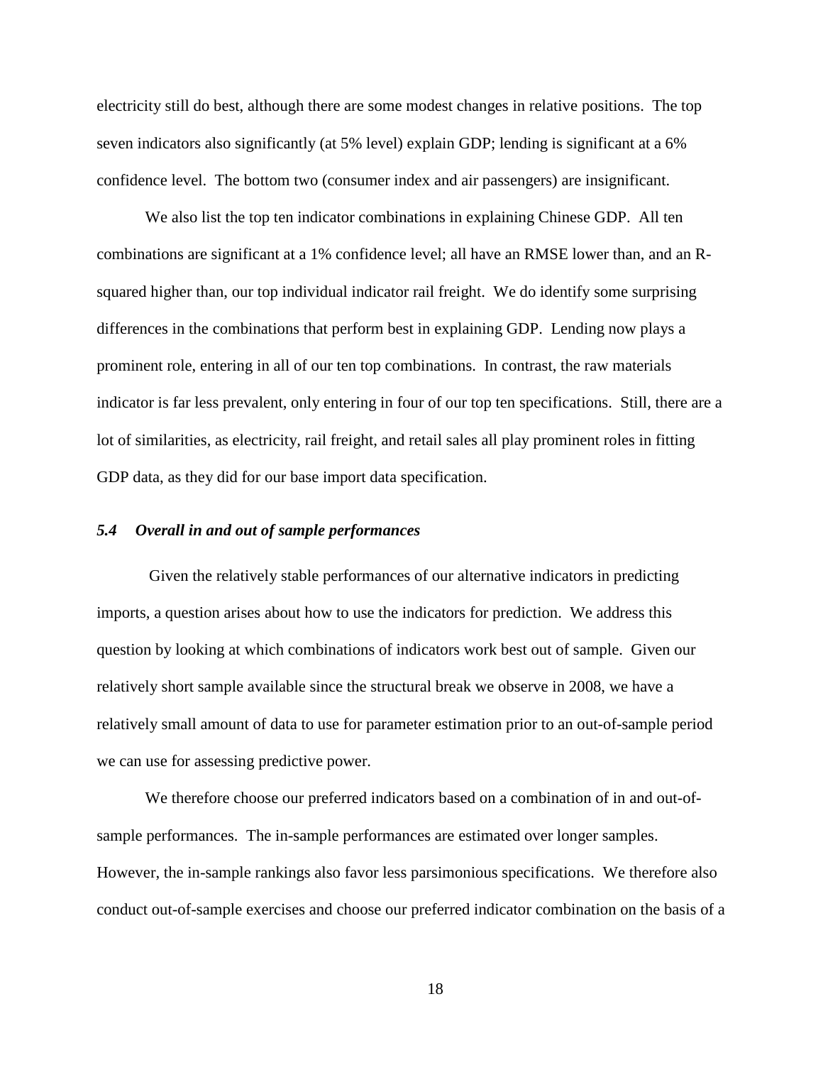electricity still do best, although there are some modest changes in relative positions. The top seven indicators also significantly (at 5% level) explain GDP; lending is significant at a 6% confidence level. The bottom two (consumer index and air passengers) are insignificant.

We also list the top ten indicator combinations in explaining Chinese GDP. All ten combinations are significant at a 1% confidence level; all have an RMSE lower than, and an R-squared higher than, our top individual indicator rail freight. We do identify some surprising differences in the combinations that perform best in explaining GDP. Lending now plays a prominent role, entering in all of our ten top combinations. In contrast, the raw materials indicator is far less prevalent, only entering in four of our top ten specifications. Still, there are a lot of similarities, as electricity, rail freight, and retail sales all play prominent roles in fitting GDP data, as they did for our base import data specification.

### *5.4 Overall in and out of sample performances*

Given the relatively stable performances of our alternative indicators in predicting imports, a question arises about how to use the indicators for prediction. We address this question by looking at which combinations of indicators work best out of sample. Given our relatively short sample available since the structural break we observe in 2008, we have a relatively small amount of data to use for parameter estimation prior to an out-of-sample period we can use for assessing predictive power.

We therefore choose our preferred indicators based on a combination of in and out-of-sample performances. The in-sample performances are estimated over longer samples. However, the in-sample rankings also favor less parsimonious specifications. We therefore also conduct out-of-sample exercises and choose our preferred indicator combination on the basis of a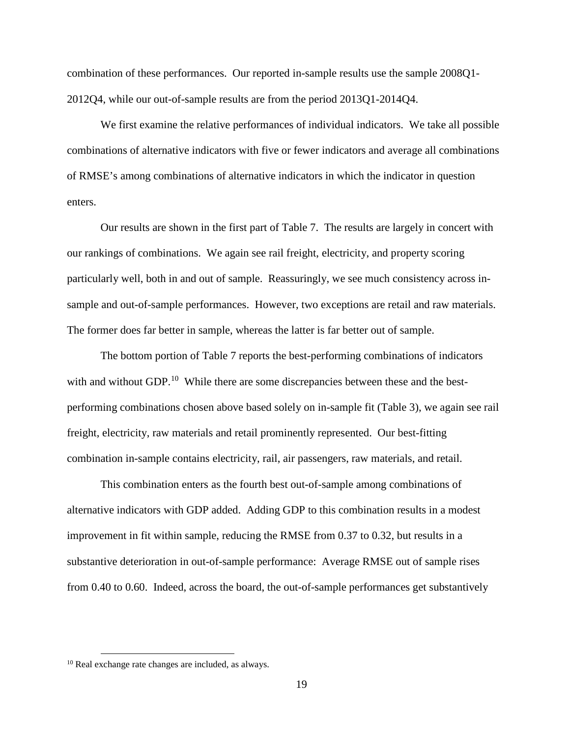combination of these performances. Our reported in-sample results use the sample 2008Q1-2012Q4, while our out-of-sample results are from the period 2013Q1-2014Q4.

We first examine the relative performances of individual indicators. We take all possible combinations of alternative indicators with five or fewer indicators and average all combinations of RMSE's among combinations of alternative indicators in which the indicator in question enters.

Our results are shown in the first part of Table 7. The results are largely in concert with our rankings of combinations. We again see rail freight, electricity, and property scoring particularly well, both in and out of sample. Reassuringly, we see much consistency across in-sample and out-of-sample performances. However, two exceptions are retail and raw materials. The former does far better in sample, whereas the latter is far better out of sample.

The bottom portion of Table 7 reports the best-performing combinations of indicators with and without GDP.[10] While there are some discrepancies between these and the best-performing combinations chosen above based solely on in-sample fit (Table 3), we again see rail freight, electricity, raw materials and retail prominently represented. Our best-fitting combination in-sample contains electricity, rail, air passengers, raw materials, and retail.

This combination enters as the fourth best out-of-sample among combinations of alternative indicators with GDP added. Adding GDP to this combination results in a modest improvement in fit within sample, reducing the RMSE from 0.37 to 0.32, but results in a substantive deterioration in out-of-sample performance: Average RMSE out of sample rises from 0.40 to 0.60. Indeed, across the board, the out-of-sample performances get substantively

[10] Real exchange rate changes are included, as always.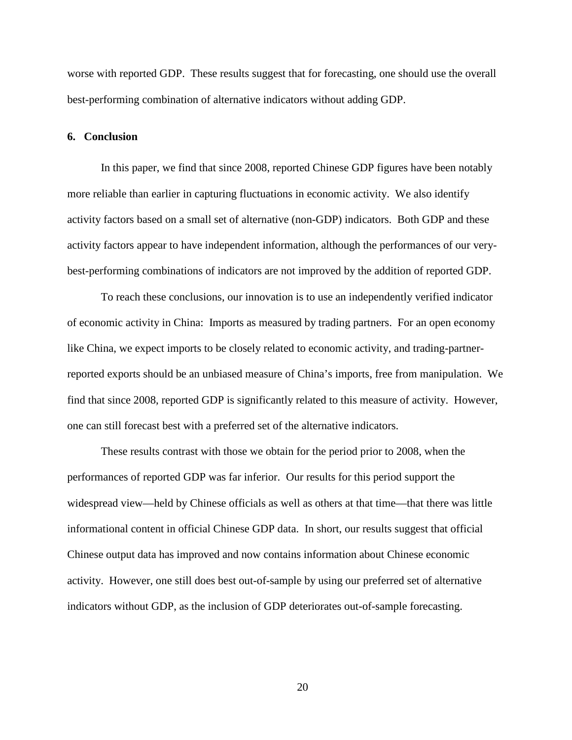worse with reported GDP. These results suggest that for forecasting, one should use the overall best-performing combination of alternative indicators without adding GDP.

## 6. Conclusion

In this paper, we find that since 2008, reported Chinese GDP figures have been notably more reliable than earlier in capturing fluctuations in economic activity. We also identify activity factors based on a small set of alternative (non-GDP) indicators. Both GDP and these activity factors appear to have independent information, although the performances of our very-best-performing combinations of indicators are not improved by the addition of reported GDP.

To reach these conclusions, our innovation is to use an independently verified indicator of economic activity in China: Imports as measured by trading partners. For an open economy like China, we expect imports to be closely related to economic activity, and trading-partner-reported exports should be an unbiased measure of China's imports, free from manipulation. We find that since 2008, reported GDP is significantly related to this measure of activity. However, one can still forecast best with a preferred set of the alternative indicators.

These results contrast with those we obtain for the period prior to 2008, when the performances of reported GDP was far inferior. Our results for this period support the widespread view—held by Chinese officials as well as others at that time—that there was little informational content in official Chinese GDP data. In short, our results suggest that official Chinese output data has improved and now contains information about Chinese economic activity. However, one still does best out-of-sample by using our preferred set of alternative indicators without GDP, as the inclusion of GDP deteriorates out-of-sample forecasting.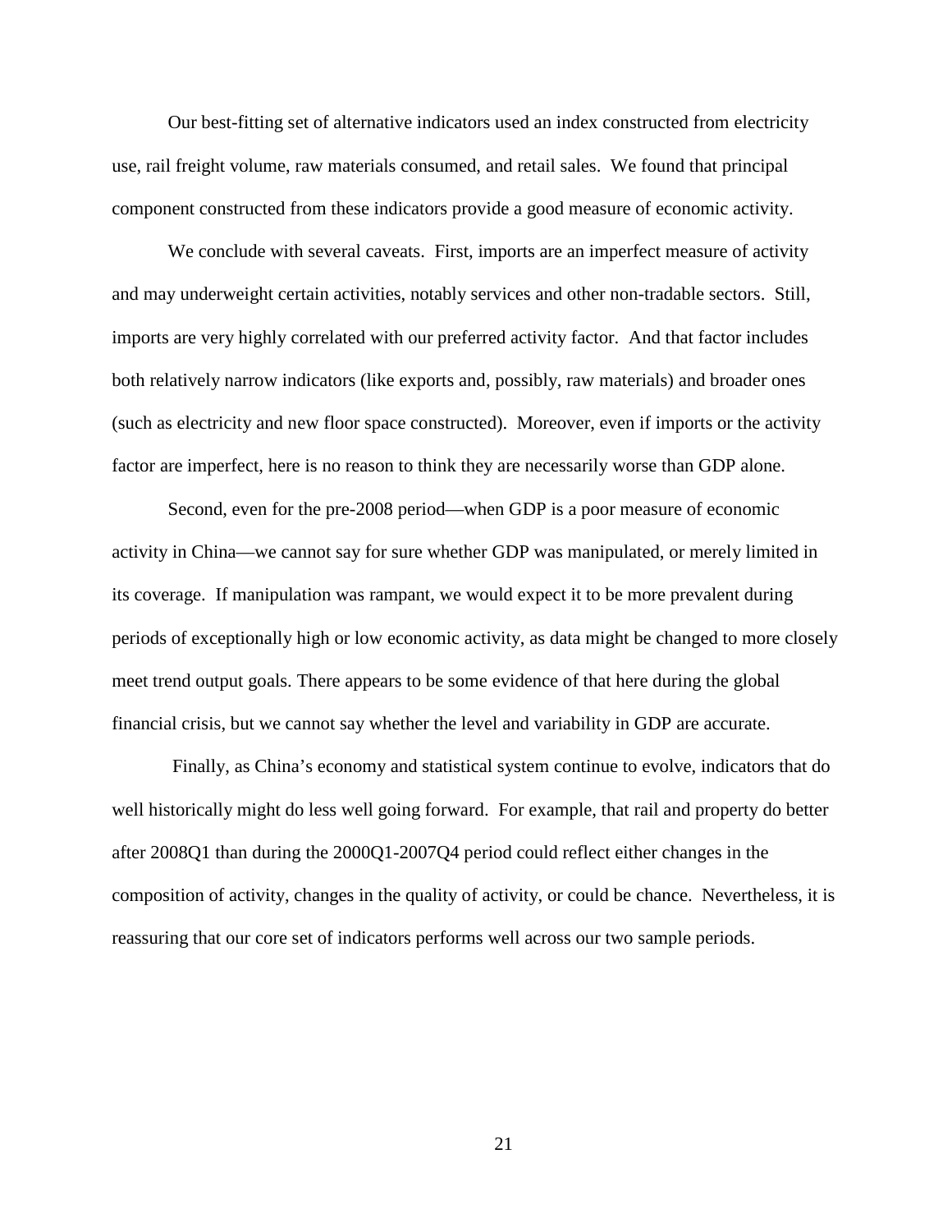Our best-fitting set of alternative indicators used an index constructed from electricity use, rail freight volume, raw materials consumed, and retail sales. We found that principal component constructed from these indicators provide a good measure of economic activity.

We conclude with several caveats. First, imports are an imperfect measure of activity and may underweight certain activities, notably services and other non-tradable sectors. Still, imports are very highly correlated with our preferred activity factor. And that factor includes both relatively narrow indicators (like exports and, possibly, raw materials) and broader ones (such as electricity and new floor space constructed). Moreover, even if imports or the activity factor are imperfect, here is no reason to think they are necessarily worse than GDP alone.

Second, even for the pre-2008 period—when GDP is a poor measure of economic activity in China—we cannot say for sure whether GDP was manipulated, or merely limited in its coverage. If manipulation was rampant, we would expect it to be more prevalent during periods of exceptionally high or low economic activity, as data might be changed to more closely meet trend output goals. There appears to be some evidence of that here during the global financial crisis, but we cannot say whether the level and variability in GDP are accurate.

Finally, as China's economy and statistical system continue to evolve, indicators that do well historically might do less well going forward. For example, that rail and property do better after 2008Q1 than during the 2000Q1-2007Q4 period could reflect either changes in the composition of activity, changes in the quality of activity, or could be chance. Nevertheless, it is reassuring that our core set of indicators performs well across our two sample periods.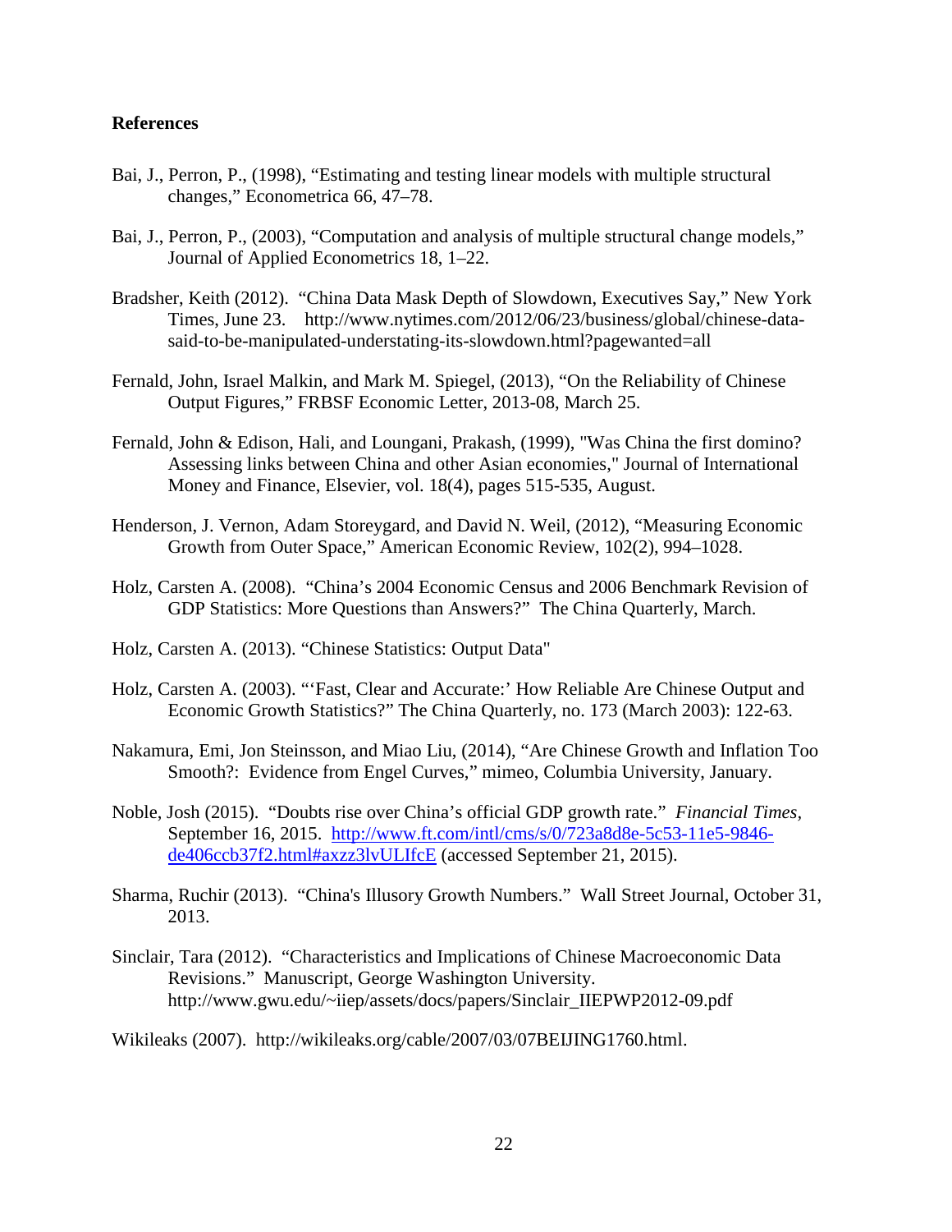## References

Bai, J., Perron, P., (1998), "Estimating and testing linear models with multiple structural changes," Econometrica 66, 47–78.

Bai, J., Perron, P., (2003), "Computation and analysis of multiple structural change models," Journal of Applied Econometrics 18, 1–22.

Bradsher, Keith (2012). "China Data Mask Depth of Slowdown, Executives Say," New York Times, June 23. http://www.nytimes.com/2012/06/23/business/global/chinese-data-said-to-be-manipulated-understating-its-slowdown.html?pagewanted=all

Fernald, John, Israel Malkin, and Mark M. Spiegel, (2013), "On the Reliability of Chinese Output Figures," FRBSF Economic Letter, 2013-08, March 25.

Fernald, John & Edison, Hali, and Loungani, Prakash, (1999), "Was China the first domino? Assessing links between China and other Asian economies," Journal of International Money and Finance, Elsevier, vol. 18(4), pages 515-535, August.

Henderson, J. Vernon, Adam Storeygard, and David N. Weil, (2012), "Measuring Economic Growth from Outer Space," American Economic Review, 102(2), 994–1028.

Holz, Carsten A. (2008). "China's 2004 Economic Census and 2006 Benchmark Revision of GDP Statistics: More Questions than Answers?" The China Quarterly, March.

Holz, Carsten A. (2013). "Chinese Statistics: Output Data"

Holz, Carsten A. (2003). "'Fast, Clear and Accurate:' How Reliable Are Chinese Output and Economic Growth Statistics?" The China Quarterly, no. 173 (March 2003): 122-63.

Nakamura, Emi, Jon Steinsson, and Miao Liu, (2014), "Are Chinese Growth and Inflation Too Smooth?: Evidence from Engel Curves," mimeo, Columbia University, January.

Noble, Josh (2015). "Doubts rise over China's official GDP growth rate." *Financial Times*, September 16, 2015. http://www.ft.com/intl/cms/s/0/723a8d8e-5c53-11e5-9846-de406ccb37f2.html#axzz3lvULIfcE (accessed September 21, 2015).

Sharma, Ruchir (2013). "China's Illusory Growth Numbers." Wall Street Journal, October 31, 2013.

Sinclair, Tara (2012). "Characteristics and Implications of Chinese Macroeconomic Data Revisions." Manuscript, George Washington University. http://www.gwu.edu/~iiep/assets/docs/papers/Sinclair_IIEPWP2012-09.pdf

Wikileaks (2007). http://wikileaks.org/cable/2007/03/07BEIJING1760.html.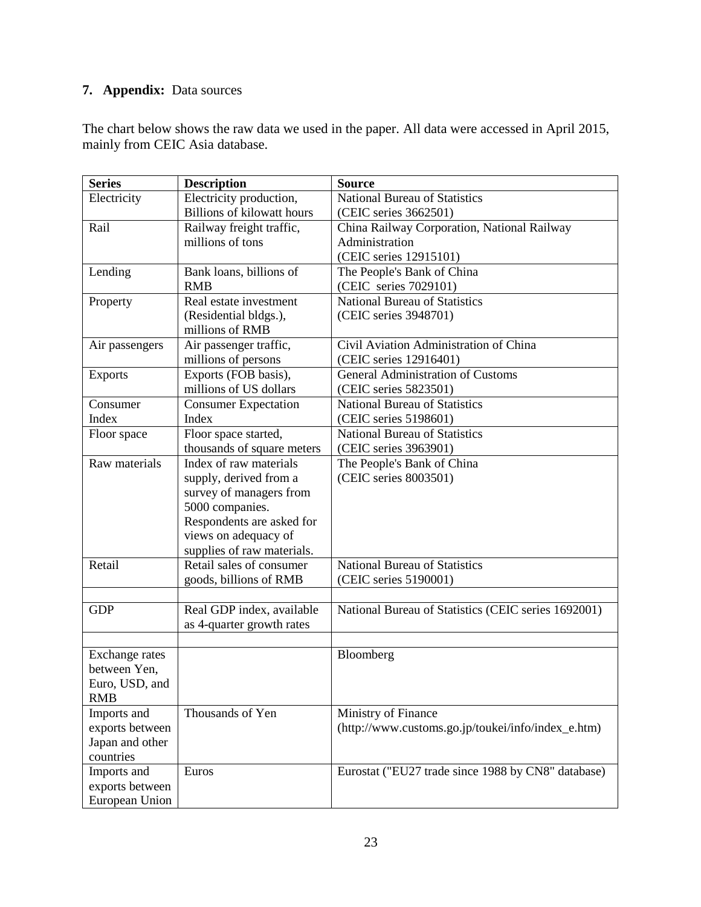## 7. Appendix: Data sources

The chart below shows the raw data we used in the paper. All data were accessed in April 2015, mainly from CEIC Asia database.

| Series | Description | Source |
|---|---|---|
| Electricity | Electricity production, Billions of kilowatt hours | National Bureau of Statistics (CEIC series 3662501) |
| Rail | Railway freight traffic, millions of tons | China Railway Corporation, National Railway Administration (CEIC series 12915101) |
| Lending | Bank loans, billions of RMB | The People's Bank of China (CEIC series 7029101) |
| Property | Real estate investment (Residential bldgs.), millions of RMB | National Bureau of Statistics (CEIC series 3948701) |
| Air passengers | Air passenger traffic, millions of persons | Civil Aviation Administration of China (CEIC series 12916401) |
| Exports | Exports (FOB basis), millions of US dollars | General Administration of Customs (CEIC series 5823501) |
| Consumer Index | Consumer Expectation Index | National Bureau of Statistics (CEIC series 5198601) |
| Floor space | Floor space started, thousands of square meters | National Bureau of Statistics (CEIC series 3963901) |
| Raw materials | Index of raw materials supply, derived from a survey of managers from 5000 companies. Respondents are asked for views on adequacy of supplies of raw materials. | The People's Bank of China (CEIC series 8003501) |
| Retail | Retail sales of consumer goods, billions of RMB | National Bureau of Statistics (CEIC series 5190001) |
| | | |
| GDP | Real GDP index, available as 4-quarter growth rates | National Bureau of Statistics (CEIC series 1692001) |
| | | |
| Exchange rates between Yen, Euro, USD, and RMB | | Bloomberg |
| Imports and exports between Japan and other countries | Thousands of Yen | Ministry of Finance (http://www.customs.go.jp/toukei/info/index_e.htm) |
| Imports and exports between European Union | Euros | Eurostat ("EU27 trade since 1988 by CN8" database) |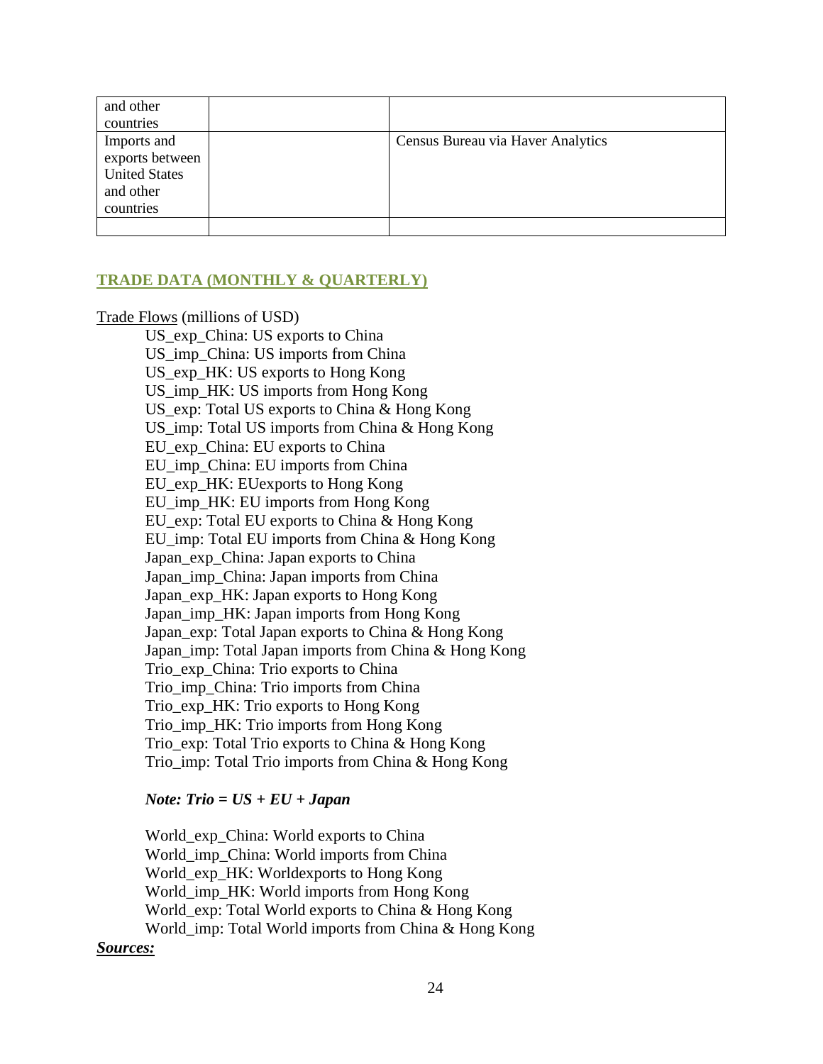| and other countries | | |
|---|---|---|
| Imports and exports between United States and other countries | | Census Bureau via Haver Analytics |
| | | |

**TRADE DATA (MONTHLY & QUARTERLY)**

Trade Flows (millions of USD)

US_exp_China: US exports to China
US_imp_China: US imports from China
US_exp_HK: US exports to Hong Kong
US_imp_HK: US imports from Hong Kong
US_exp: Total US exports to China & Hong Kong
US_imp: Total US imports from China & Hong Kong
EU_exp_China: EU exports to China
EU_imp_China: EU imports from China
EU_exp_HK: EUexports to Hong Kong
EU_imp_HK: EU imports from Hong Kong
EU_exp: Total EU exports to China & Hong Kong
EU_imp: Total EU imports from China & Hong Kong
Japan_exp_China: Japan exports to China
Japan_imp_China: Japan imports from China
Japan_exp_HK: Japan exports to Hong Kong
Japan_imp_HK: Japan imports from Hong Kong
Japan_exp: Total Japan exports to China & Hong Kong
Japan_imp: Total Japan imports from China & Hong Kong
Trio_exp_China: Trio exports to China
Trio_imp_China: Trio imports from China
Trio_exp_HK: Trio exports to Hong Kong
Trio_imp_HK: Trio imports from Hong Kong
Trio_exp: Total Trio exports to China & Hong Kong
Trio_imp: Total Trio imports from China & Hong Kong

***Note: Trio = US + EU + Japan***

World_exp_China: World exports to China
World_imp_China: World imports from China
World_exp_HK: Worldexports to Hong Kong
World_imp_HK: World imports from Hong Kong
World_exp: Total World exports to China & Hong Kong
World_imp: Total World imports from China & Hong Kong

***Sources:***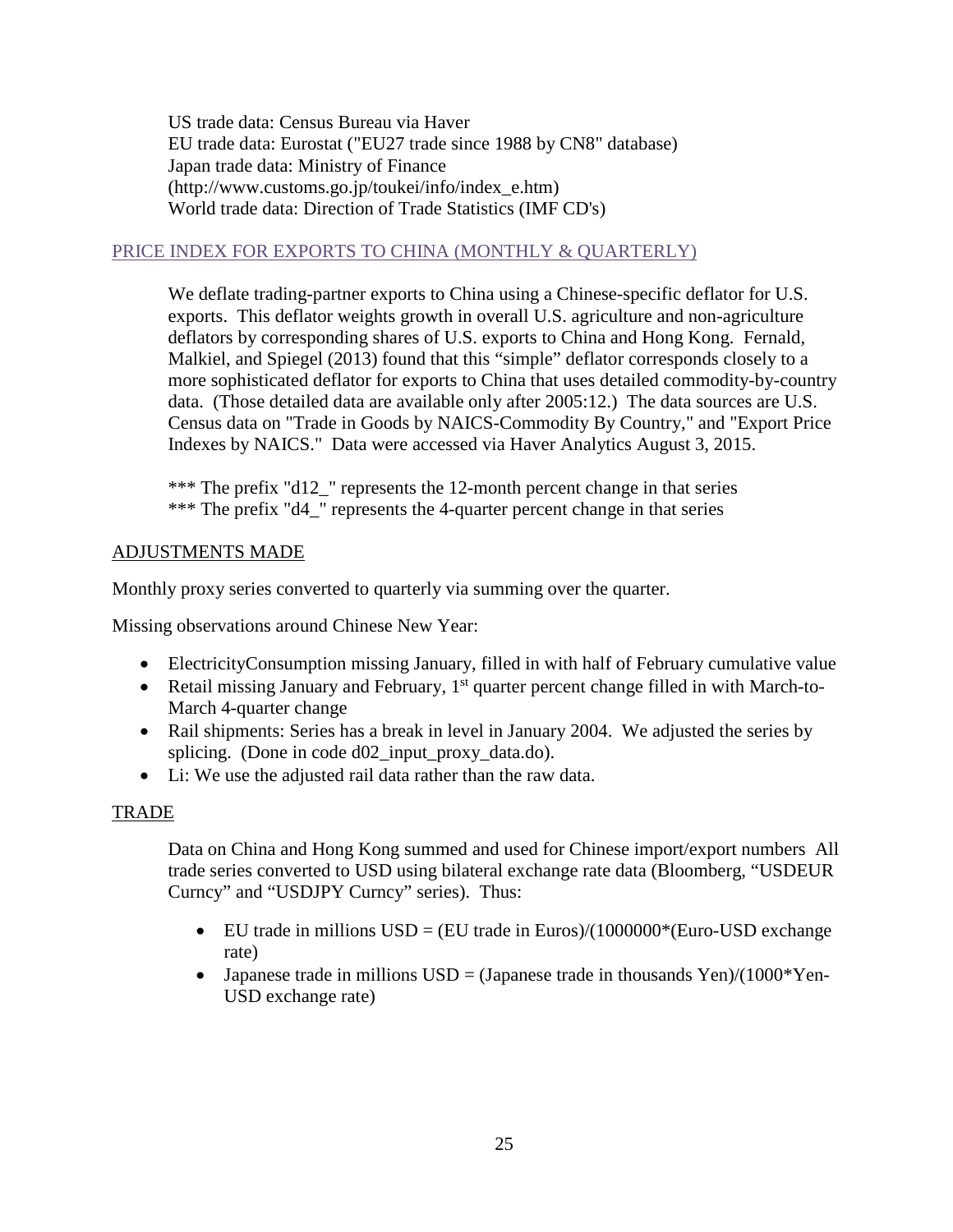US trade data: Census Bureau via Haver
EU trade data: Eurostat ("EU27 trade since 1988 by CN8" database)
Japan trade data: Ministry of Finance
(http://www.customs.go.jp/toukei/info/index_e.htm)
World trade data: Direction of Trade Statistics (IMF CD's)

## PRICE INDEX FOR EXPORTS TO CHINA (MONTHLY & QUARTERLY)

We deflate trading-partner exports to China using a Chinese-specific deflator for U.S. exports. This deflator weights growth in overall U.S. agriculture and non-agriculture deflators by corresponding shares of U.S. exports to China and Hong Kong. Fernald, Malkiel, and Spiegel (2013) found that this "simple" deflator corresponds closely to a more sophisticated deflator for exports to China that uses detailed commodity-by-country data. (Those detailed data are available only after 2005:12.) The data sources are U.S. Census data on "Trade in Goods by NAICS-Commodity By Country," and "Export Price Indexes by NAICS." Data were accessed via Haver Analytics August 3, 2015.

*** The prefix "d12_" represents the 12-month percent change in that series
*** The prefix "d4_" represents the 4-quarter percent change in that series

## ADJUSTMENTS MADE

Monthly proxy series converted to quarterly via summing over the quarter.

Missing observations around Chinese New Year:

- ElectricityConsumption missing January, filled in with half of February cumulative value
- Retail missing January and February, 1st quarter percent change filled in with March-to-March 4-quarter change
- Rail shipments: Series has a break in level in January 2004. We adjusted the series by splicing. (Done in code d02_input_proxy_data.do).
- Li: We use the adjusted rail data rather than the raw data.

## TRADE

Data on China and Hong Kong summed and used for Chinese import/export numbers All trade series converted to USD using bilateral exchange rate data (Bloomberg, "USDEUR Curncy" and "USDJPY Curncy" series). Thus:

- EU trade in millions USD = (EU trade in Euros)/(1000000*(Euro-USD exchange rate)
- Japanese trade in millions USD = (Japanese trade in thousands Yen)/(1000*Yen-USD exchange rate)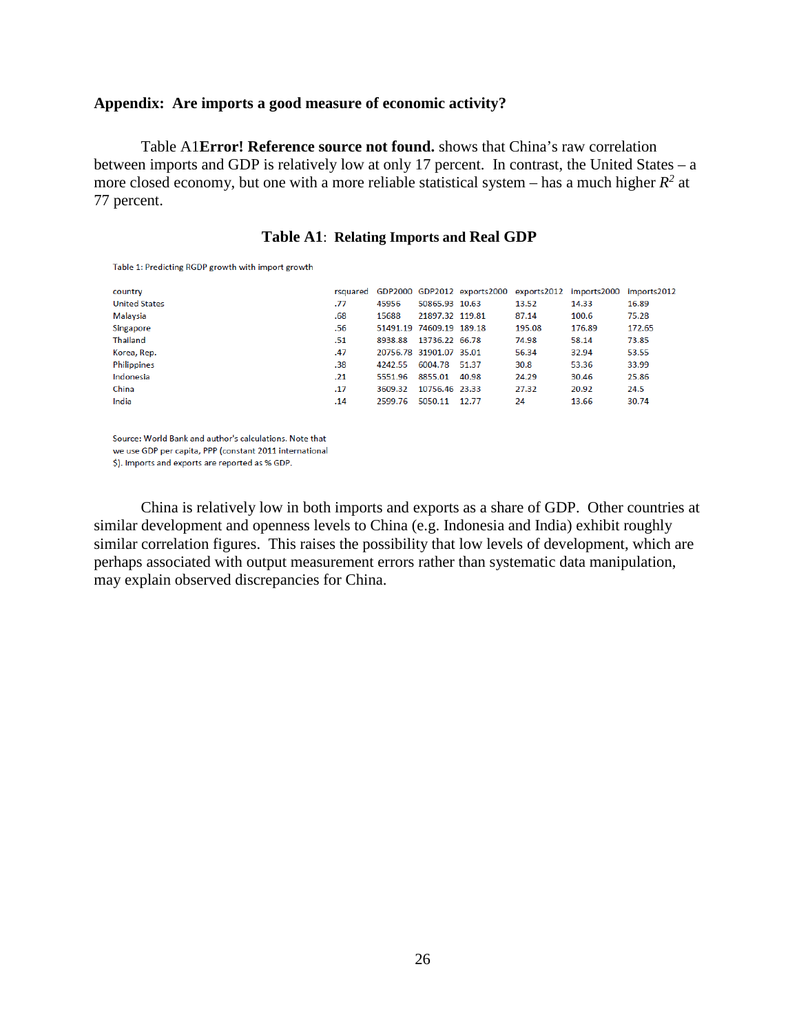**Appendix: Are imports a good measure of economic activity?**

Table A1**Error! Reference source not found.** shows that China's raw correlation between imports and GDP is relatively low at only 17 percent. In contrast, the United States – a more closed economy, but one with a more reliable statistical system – has a much higher $R^2$ at 77 percent.

**Table A1**: **Relating Imports and Real GDP**

Table 1: Predicting RGDP growth with import growth

| country | rsquared | GDP2000 | GDP2012 | exports2000 | exports2012 | imports2000 | imports2012 |
|---|---|---|---|---|---|---|---|
| United States | .77 | 45956 | 50865.93 | 10.63 | 13.52 | 14.33 | 16.89 |
| Malaysia | .68 | 15688 | 21897.32 | 119.81 | 87.14 | 100.6 | 75.28 |
| Singapore | .56 | 51491.19 | 74609.19 | 189.18 | 195.08 | 176.89 | 172.65 |
| Thailand | .51 | 8938.88 | 13736.22 | 66.78 | 74.98 | 58.14 | 73.85 |
| Korea, Rep. | .47 | 20756.78 | 31901.07 | 35.01 | 56.34 | 32.94 | 53.55 |
| Philippines | .38 | 4242.55 | 6004.78 | 51.37 | 30.8 | 53.36 | 33.99 |
| Indonesia | .21 | 5551.96 | 8855.01 | 40.98 | 24.29 | 30.46 | 25.86 |
| China | .17 | 3609.32 | 10756.46 | 23.33 | 27.32 | 20.92 | 24.5 |
| India | .14 | 2599.76 | 5050.11 | 12.77 | 24 | 13.66 | 30.74 |

Source: World Bank and author's calculations. Note that we use GDP per capita, PPP (constant 2011 international $). Imports and exports are reported as % GDP.

China is relatively low in both imports and exports as a share of GDP. Other countries at similar development and openness levels to China (e.g. Indonesia and India) exhibit roughly similar correlation figures. This raises the possibility that low levels of development, which are perhaps associated with output measurement errors rather than systematic data manipulation, may explain observed discrepancies for China.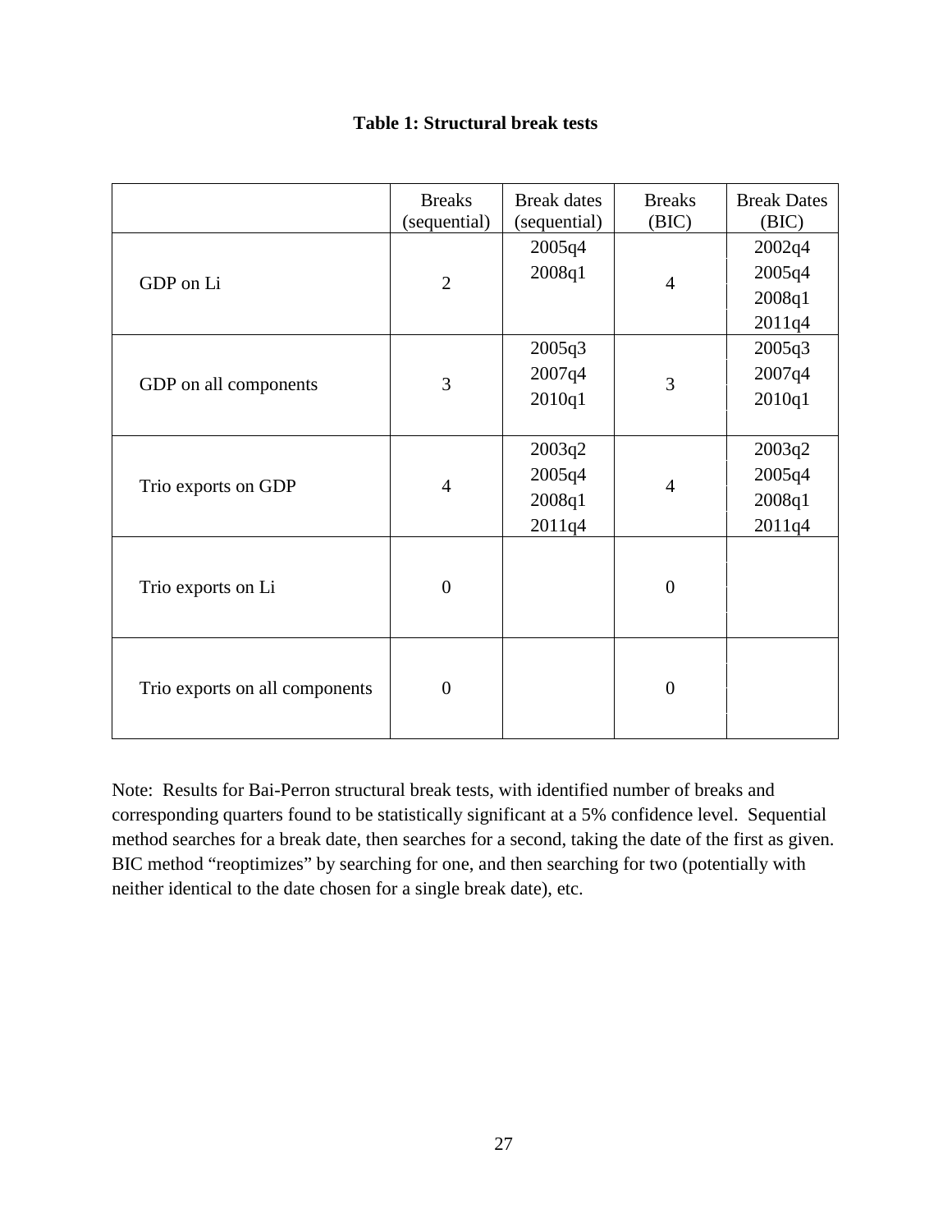**Table 1: Structural break tests**

| | Breaks (sequential) | Break dates (sequential) | Breaks (BIC) | Break Dates (BIC) |
|---|---|---|---|---|
| GDP on Li | 2 | 2005q4<br>2008q1 | 4 | 2002q4<br>2005q4<br>2008q1<br>2011q4 |
| GDP on all components | 3 | 2005q3<br>2007q4<br>2010q1 | 3 | 2005q3<br>2007q4<br>2010q1 |
| Trio exports on GDP | 4 | 2003q2<br>2005q4<br>2008q1<br>2011q4 | 4 | 2003q2<br>2005q4<br>2008q1<br>2011q4 |
| Trio exports on Li | 0 | | 0 | |
| Trio exports on all components | 0 | | 0 | |

Note: Results for Bai-Perron structural break tests, with identified number of breaks and corresponding quarters found to be statistically significant at a 5% confidence level. Sequential method searches for a break date, then searches for a second, taking the date of the first as given. BIC method "reoptimizes" by searching for one, and then searching for two (potentially with neither identical to the date chosen for a single break date), etc.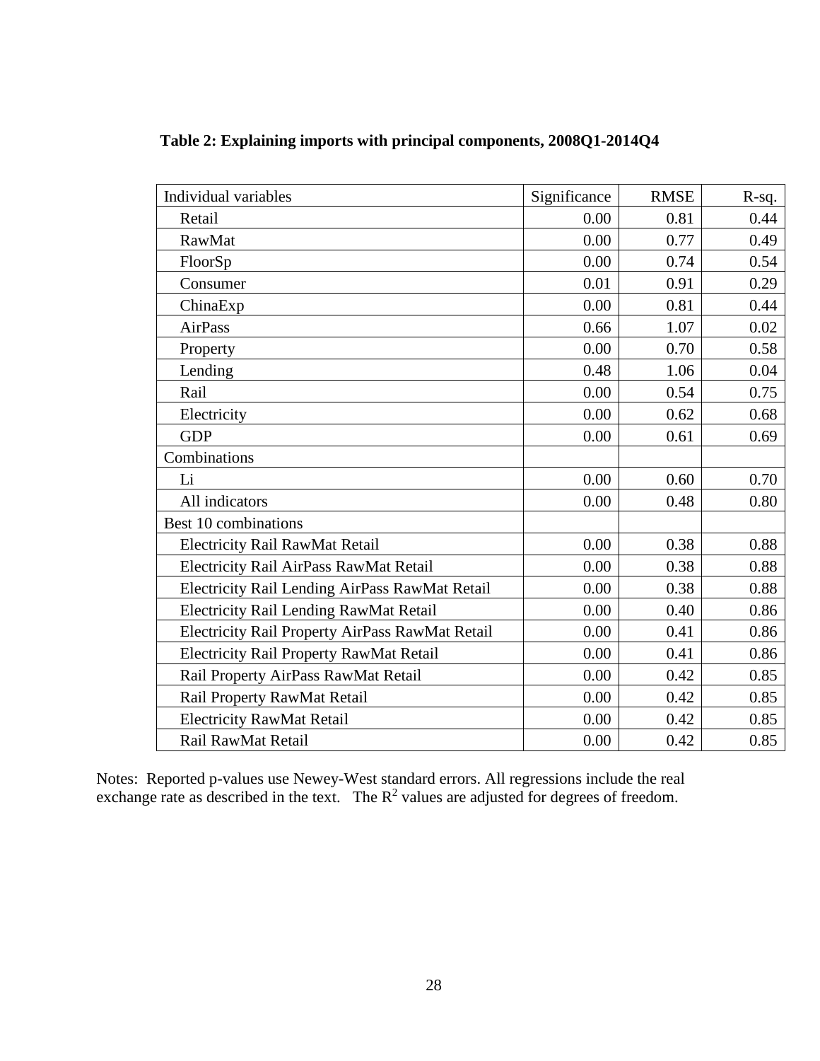**Table 2: Explaining imports with principal components, 2008Q1-2014Q4**

| Individual variables | Significance | RMSE | R-sq. |
|---|---|---|---|
| Retail | 0.00 | 0.81 | 0.44 |
| RawMat | 0.00 | 0.77 | 0.49 |
| FloorSp | 0.00 | 0.74 | 0.54 |
| Consumer | 0.01 | 0.91 | 0.29 |
| ChinaExp | 0.00 | 0.81 | 0.44 |
| AirPass | 0.66 | 1.07 | 0.02 |
| Property | 0.00 | 0.70 | 0.58 |
| Lending | 0.48 | 1.06 | 0.04 |
| Rail | 0.00 | 0.54 | 0.75 |
| Electricity | 0.00 | 0.62 | 0.68 |
| GDP | 0.00 | 0.61 | 0.69 |
| Combinations | | | |
| Li | 0.00 | 0.60 | 0.70 |
| All indicators | 0.00 | 0.48 | 0.80 |
| Best 10 combinations | | | |
| Electricity Rail RawMat Retail | 0.00 | 0.38 | 0.88 |
| Electricity Rail AirPass RawMat Retail | 0.00 | 0.38 | 0.88 |
| Electricity Rail Lending AirPass RawMat Retail | 0.00 | 0.38 | 0.88 |
| Electricity Rail Lending RawMat Retail | 0.00 | 0.40 | 0.86 |
| Electricity Rail Property AirPass RawMat Retail | 0.00 | 0.41 | 0.86 |
| Electricity Rail Property RawMat Retail | 0.00 | 0.41 | 0.86 |
| Rail Property AirPass RawMat Retail | 0.00 | 0.42 | 0.85 |
| Rail Property RawMat Retail | 0.00 | 0.42 | 0.85 |
| Electricity RawMat Retail | 0.00 | 0.42 | 0.85 |
| Rail RawMat Retail | 0.00 | 0.42 | 0.85 |

Notes: Reported p-values use Newey-West standard errors. All regressions include the real exchange rate as described in the text. The $R^2$ values are adjusted for degrees of freedom.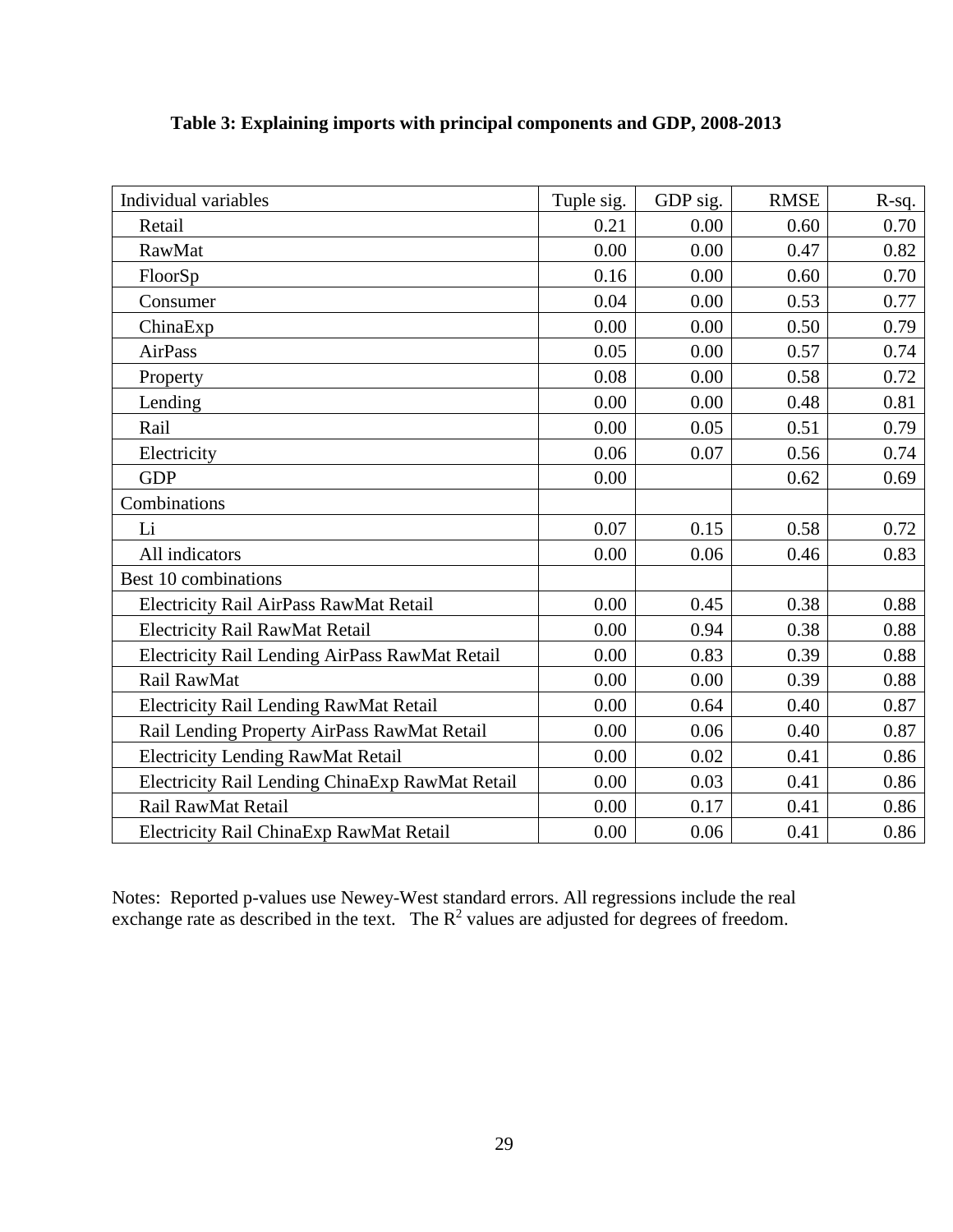**Table 3: Explaining imports with principal components and GDP, 2008-2013**

| Individual variables | Tuple sig. | GDP sig. | RMSE | R-sq. |
|---|---|---|---|---|
| Retail | 0.21 | 0.00 | 0.60 | 0.70 |
| RawMat | 0.00 | 0.00 | 0.47 | 0.82 |
| FloorSp | 0.16 | 0.00 | 0.60 | 0.70 |
| Consumer | 0.04 | 0.00 | 0.53 | 0.77 |
| ChinaExp | 0.00 | 0.00 | 0.50 | 0.79 |
| AirPass | 0.05 | 0.00 | 0.57 | 0.74 |
| Property | 0.08 | 0.00 | 0.58 | 0.72 |
| Lending | 0.00 | 0.00 | 0.48 | 0.81 |
| Rail | 0.00 | 0.05 | 0.51 | 0.79 |
| Electricity | 0.06 | 0.07 | 0.56 | 0.74 |
| GDP | 0.00 | | 0.62 | 0.69 |
| Combinations | | | | |
| Li | 0.07 | 0.15 | 0.58 | 0.72 |
| All indicators | 0.00 | 0.06 | 0.46 | 0.83 |
| Best 10 combinations | | | | |
| Electricity Rail AirPass RawMat Retail | 0.00 | 0.45 | 0.38 | 0.88 |
| Electricity Rail RawMat Retail | 0.00 | 0.94 | 0.38 | 0.88 |
| Electricity Rail Lending AirPass RawMat Retail | 0.00 | 0.83 | 0.39 | 0.88 |
| Rail RawMat | 0.00 | 0.00 | 0.39 | 0.88 |
| Electricity Rail Lending RawMat Retail | 0.00 | 0.64 | 0.40 | 0.87 |
| Rail Lending Property AirPass RawMat Retail | 0.00 | 0.06 | 0.40 | 0.87 |
| Electricity Lending RawMat Retail | 0.00 | 0.02 | 0.41 | 0.86 |
| Electricity Rail Lending ChinaExp RawMat Retail | 0.00 | 0.03 | 0.41 | 0.86 |
| Rail RawMat Retail | 0.00 | 0.17 | 0.41 | 0.86 |
| Electricity Rail ChinaExp RawMat Retail | 0.00 | 0.06 | 0.41 | 0.86 |

Notes: Reported p-values use Newey-West standard errors. All regressions include the real exchange rate as described in the text. The $R^2$ values are adjusted for degrees of freedom.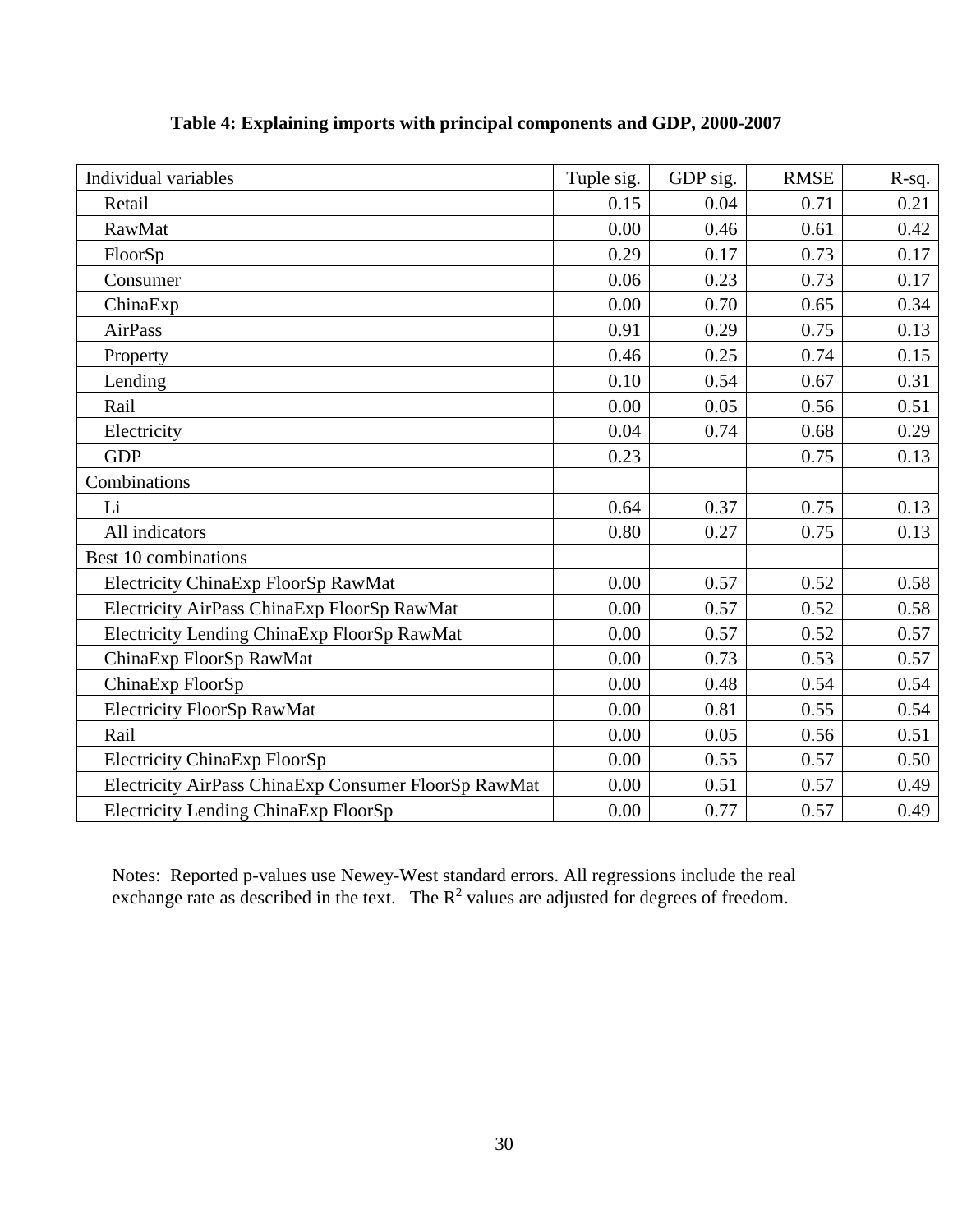**Table 4: Explaining imports with principal components and GDP, 2000-2007**

| Individual variables | Tuple sig. | GDP sig. | RMSE | R-sq. |
|---|---|---|---|---|
| Retail | 0.15 | 0.04 | 0.71 | 0.21 |
| RawMat | 0.00 | 0.46 | 0.61 | 0.42 |
| FloorSp | 0.29 | 0.17 | 0.73 | 0.17 |
| Consumer | 0.06 | 0.23 | 0.73 | 0.17 |
| ChinaExp | 0.00 | 0.70 | 0.65 | 0.34 |
| AirPass | 0.91 | 0.29 | 0.75 | 0.13 |
| Property | 0.46 | 0.25 | 0.74 | 0.15 |
| Lending | 0.10 | 0.54 | 0.67 | 0.31 |
| Rail | 0.00 | 0.05 | 0.56 | 0.51 |
| Electricity | 0.04 | 0.74 | 0.68 | 0.29 |
| GDP | 0.23 | | 0.75 | 0.13 |
| Combinations | | | | |
| Li | 0.64 | 0.37 | 0.75 | 0.13 |
| All indicators | 0.80 | 0.27 | 0.75 | 0.13 |
| Best 10 combinations | | | | |
| Electricity ChinaExp FloorSp RawMat | 0.00 | 0.57 | 0.52 | 0.58 |
| Electricity AirPass ChinaExp FloorSp RawMat | 0.00 | 0.57 | 0.52 | 0.58 |
| Electricity Lending ChinaExp FloorSp RawMat | 0.00 | 0.57 | 0.52 | 0.57 |
| ChinaExp FloorSp RawMat | 0.00 | 0.73 | 0.53 | 0.57 |
| ChinaExp FloorSp | 0.00 | 0.48 | 0.54 | 0.54 |
| Electricity FloorSp RawMat | 0.00 | 0.81 | 0.55 | 0.54 |
| Rail | 0.00 | 0.05 | 0.56 | 0.51 |
| Electricity ChinaExp FloorSp | 0.00 | 0.55 | 0.57 | 0.50 |
| Electricity AirPass ChinaExp Consumer FloorSp RawMat | 0.00 | 0.51 | 0.57 | 0.49 |
| Electricity Lending ChinaExp FloorSp | 0.00 | 0.77 | 0.57 | 0.49 |

Notes: Reported p-values use Newey-West standard errors. All regressions include the real exchange rate as described in the text. The $R^2$ values are adjusted for degrees of freedom.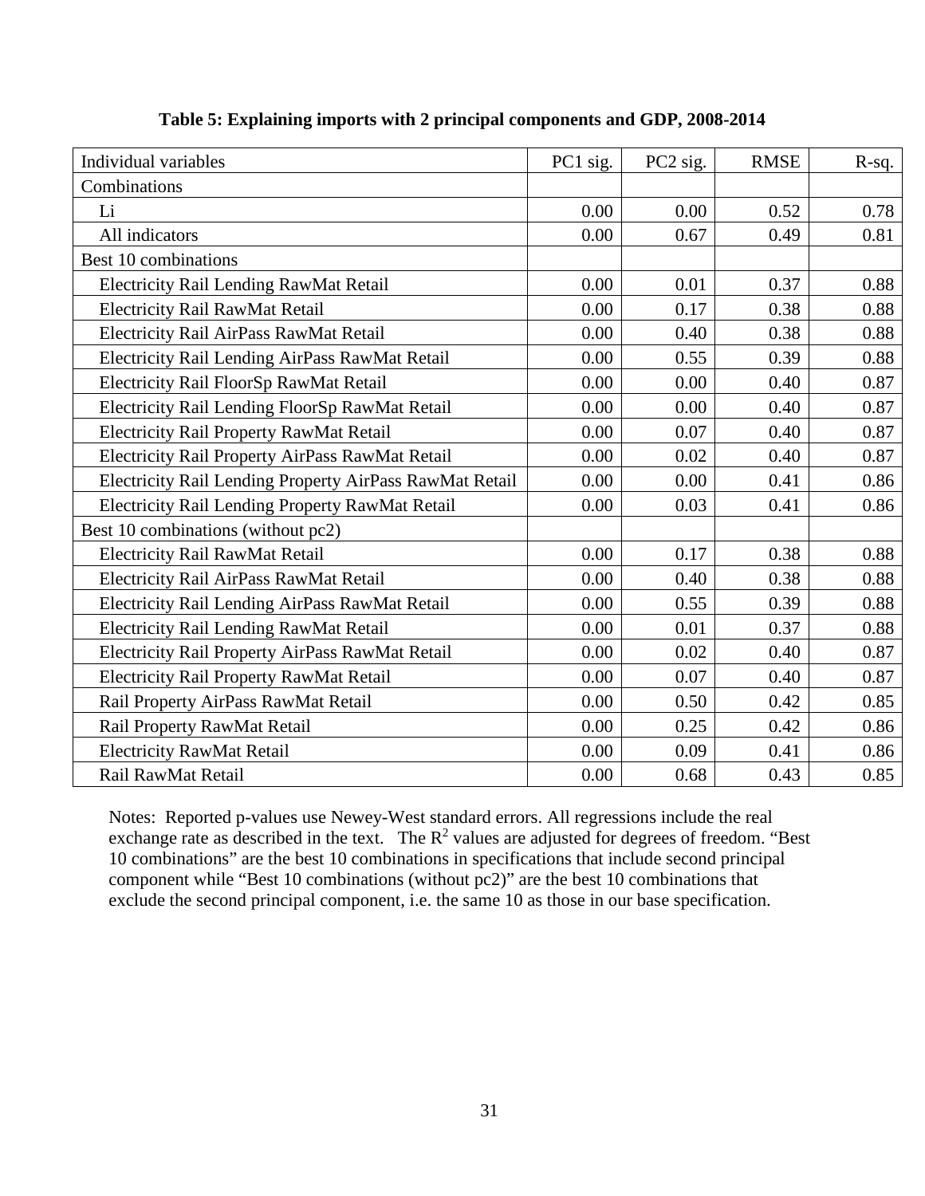**Table 5: Explaining imports with 2 principal components and GDP, 2008-2014**

| Individual variables | PC1 sig. | PC2 sig. | RMSE | R-sq. |
|---|---|---|---|---|
| Combinations | | | | |
| Li | 0.00 | 0.00 | 0.52 | 0.78 |
| All indicators | 0.00 | 0.67 | 0.49 | 0.81 |
| Best 10 combinations | | | | |
| Electricity Rail Lending RawMat Retail | 0.00 | 0.01 | 0.37 | 0.88 |
| Electricity Rail RawMat Retail | 0.00 | 0.17 | 0.38 | 0.88 |
| Electricity Rail AirPass RawMat Retail | 0.00 | 0.40 | 0.38 | 0.88 |
| Electricity Rail Lending AirPass RawMat Retail | 0.00 | 0.55 | 0.39 | 0.88 |
| Electricity Rail FloorSp RawMat Retail | 0.00 | 0.00 | 0.40 | 0.87 |
| Electricity Rail Lending FloorSp RawMat Retail | 0.00 | 0.00 | 0.40 | 0.87 |
| Electricity Rail Property RawMat Retail | 0.00 | 0.07 | 0.40 | 0.87 |
| Electricity Rail Property AirPass RawMat Retail | 0.00 | 0.02 | 0.40 | 0.87 |
| Electricity Rail Lending Property AirPass RawMat Retail | 0.00 | 0.00 | 0.41 | 0.86 |
| Electricity Rail Lending Property RawMat Retail | 0.00 | 0.03 | 0.41 | 0.86 |
| Best 10 combinations (without pc2) | | | | |
| Electricity Rail RawMat Retail | 0.00 | 0.17 | 0.38 | 0.88 |
| Electricity Rail AirPass RawMat Retail | 0.00 | 0.40 | 0.38 | 0.88 |
| Electricity Rail Lending AirPass RawMat Retail | 0.00 | 0.55 | 0.39 | 0.88 |
| Electricity Rail Lending RawMat Retail | 0.00 | 0.01 | 0.37 | 0.88 |
| Electricity Rail Property AirPass RawMat Retail | 0.00 | 0.02 | 0.40 | 0.87 |
| Electricity Rail Property RawMat Retail | 0.00 | 0.07 | 0.40 | 0.87 |
| Rail Property AirPass RawMat Retail | 0.00 | 0.50 | 0.42 | 0.85 |
| Rail Property RawMat Retail | 0.00 | 0.25 | 0.42 | 0.86 |
| Electricity RawMat Retail | 0.00 | 0.09 | 0.41 | 0.86 |
| Rail RawMat Retail | 0.00 | 0.68 | 0.43 | 0.85 |

Notes: Reported p-values use Newey-West standard errors. All regressions include the real exchange rate as described in the text. The $R^2$ values are adjusted for degrees of freedom. "Best 10 combinations" are the best 10 combinations in specifications that include second principal component while "Best 10 combinations (without pc2)" are the best 10 combinations that exclude the second principal component, i.e. the same 10 as those in our base specification.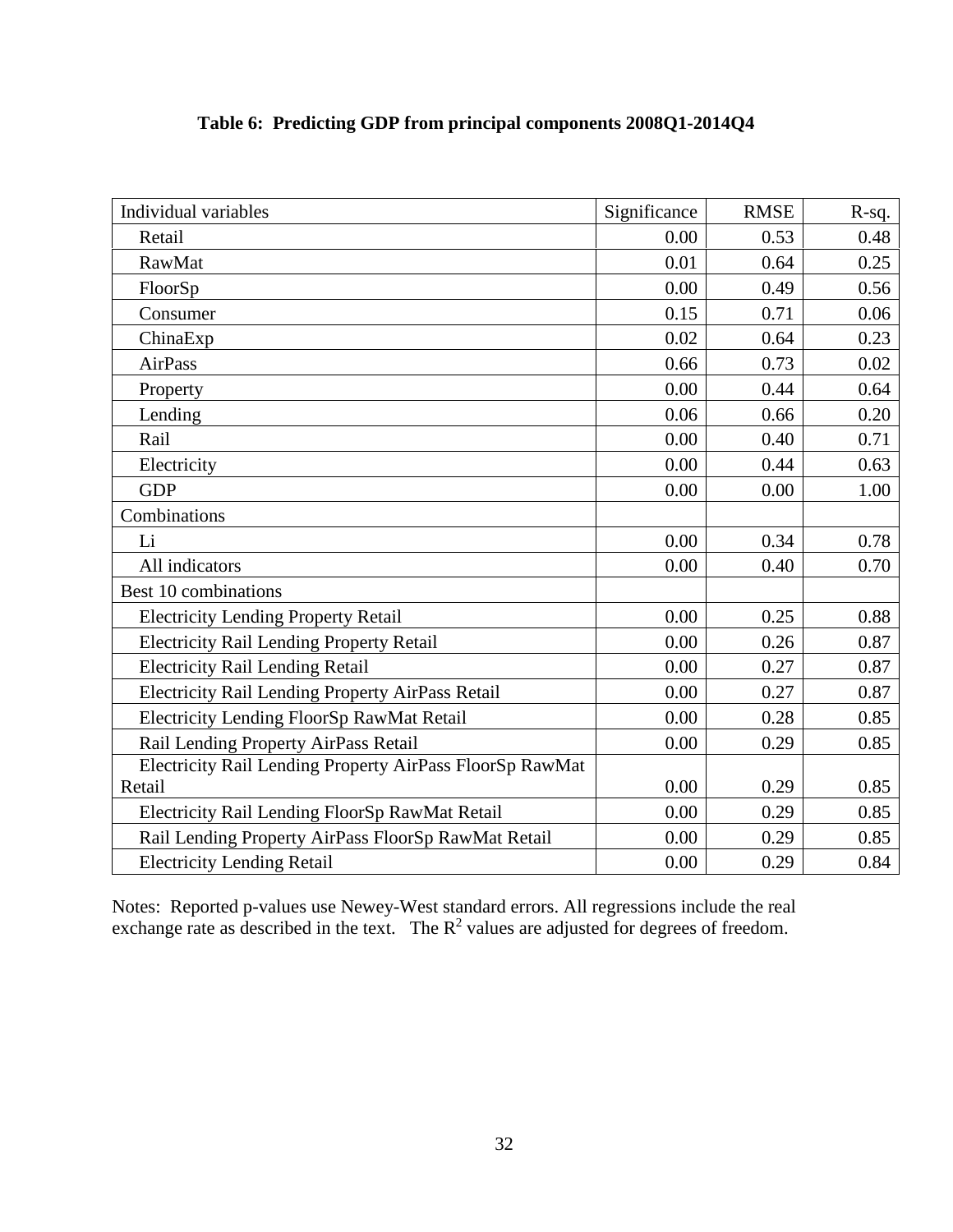**Table 6: Predicting GDP from principal components 2008Q1-2014Q4**

| Individual variables | Significance | RMSE | R-sq. |
|---|---|---|---|
| Retail | 0.00 | 0.53 | 0.48 |
| RawMat | 0.01 | 0.64 | 0.25 |
| FloorSp | 0.00 | 0.49 | 0.56 |
| Consumer | 0.15 | 0.71 | 0.06 |
| ChinaExp | 0.02 | 0.64 | 0.23 |
| AirPass | 0.66 | 0.73 | 0.02 |
| Property | 0.00 | 0.44 | 0.64 |
| Lending | 0.06 | 0.66 | 0.20 |
| Rail | 0.00 | 0.40 | 0.71 |
| Electricity | 0.00 | 0.44 | 0.63 |
| GDP | 0.00 | 0.00 | 1.00 |
| Combinations | | | |
| Li | 0.00 | 0.34 | 0.78 |
| All indicators | 0.00 | 0.40 | 0.70 |
| Best 10 combinations | | | |
| Electricity Lending Property Retail | 0.00 | 0.25 | 0.88 |
| Electricity Rail Lending Property Retail | 0.00 | 0.26 | 0.87 |
| Electricity Rail Lending Retail | 0.00 | 0.27 | 0.87 |
| Electricity Rail Lending Property AirPass Retail | 0.00 | 0.27 | 0.87 |
| Electricity Lending FloorSp RawMat Retail | 0.00 | 0.28 | 0.85 |
| Rail Lending Property AirPass Retail | 0.00 | 0.29 | 0.85 |
| Electricity Rail Lending Property AirPass FloorSp RawMat Retail | 0.00 | 0.29 | 0.85 |
| Electricity Rail Lending FloorSp RawMat Retail | 0.00 | 0.29 | 0.85 |
| Rail Lending Property AirPass FloorSp RawMat Retail | 0.00 | 0.29 | 0.85 |
| Electricity Lending Retail | 0.00 | 0.29 | 0.84 |

Notes: Reported p-values use Newey-West standard errors. All regressions include the real exchange rate as described in the text. The $R^2$ values are adjusted for degrees of freedom.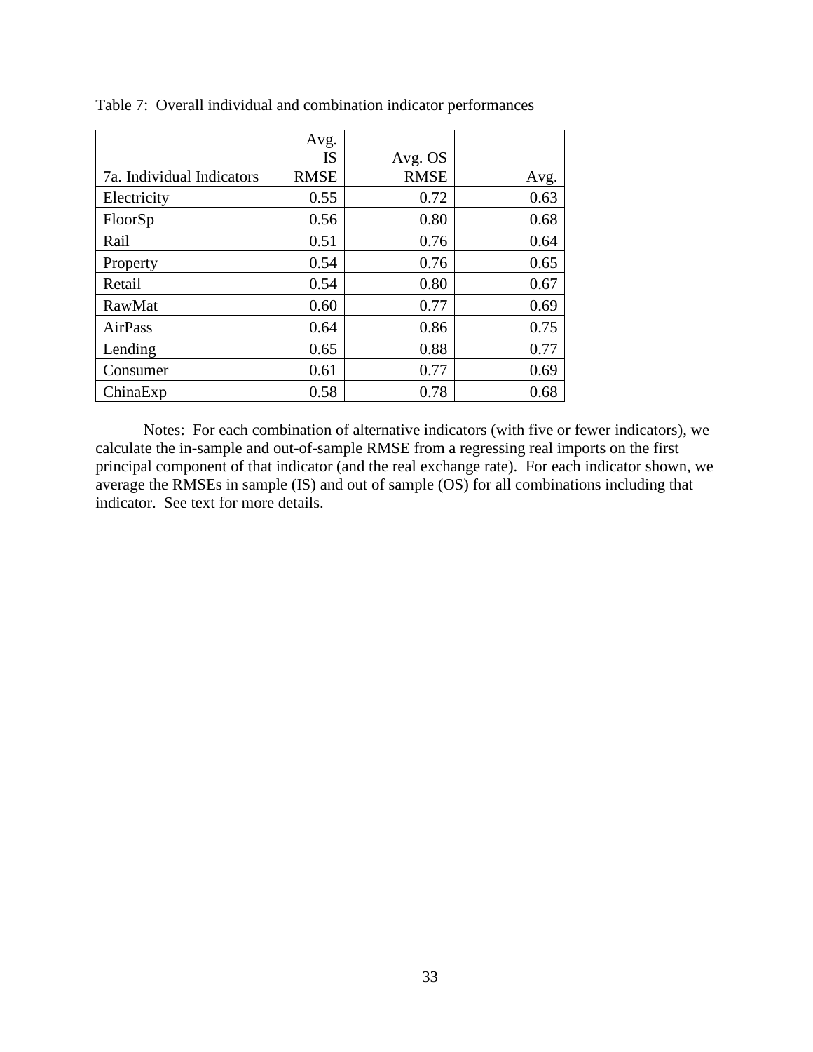Table 7: Overall individual and combination indicator performances

| 7a. Individual Indicators | Avg. IS RMSE | Avg. OS RMSE | Avg. |
|---|---|---|---|
| Electricity | 0.55 | 0.72 | 0.63 |
| FloorSp | 0.56 | 0.80 | 0.68 |
| Rail | 0.51 | 0.76 | 0.64 |
| Property | 0.54 | 0.76 | 0.65 |
| Retail | 0.54 | 0.80 | 0.67 |
| RawMat | 0.60 | 0.77 | 0.69 |
| AirPass | 0.64 | 0.86 | 0.75 |
| Lending | 0.65 | 0.88 | 0.77 |
| Consumer | 0.61 | 0.77 | 0.69 |
| ChinaExp | 0.58 | 0.78 | 0.68 |

Notes: For each combination of alternative indicators (with five or fewer indicators), we calculate the in-sample and out-of-sample RMSE from a regressing real imports on the first principal component of that indicator (and the real exchange rate). For each indicator shown, we average the RMSEs in sample (IS) and out of sample (OS) for all combinations including that indicator. See text for more details.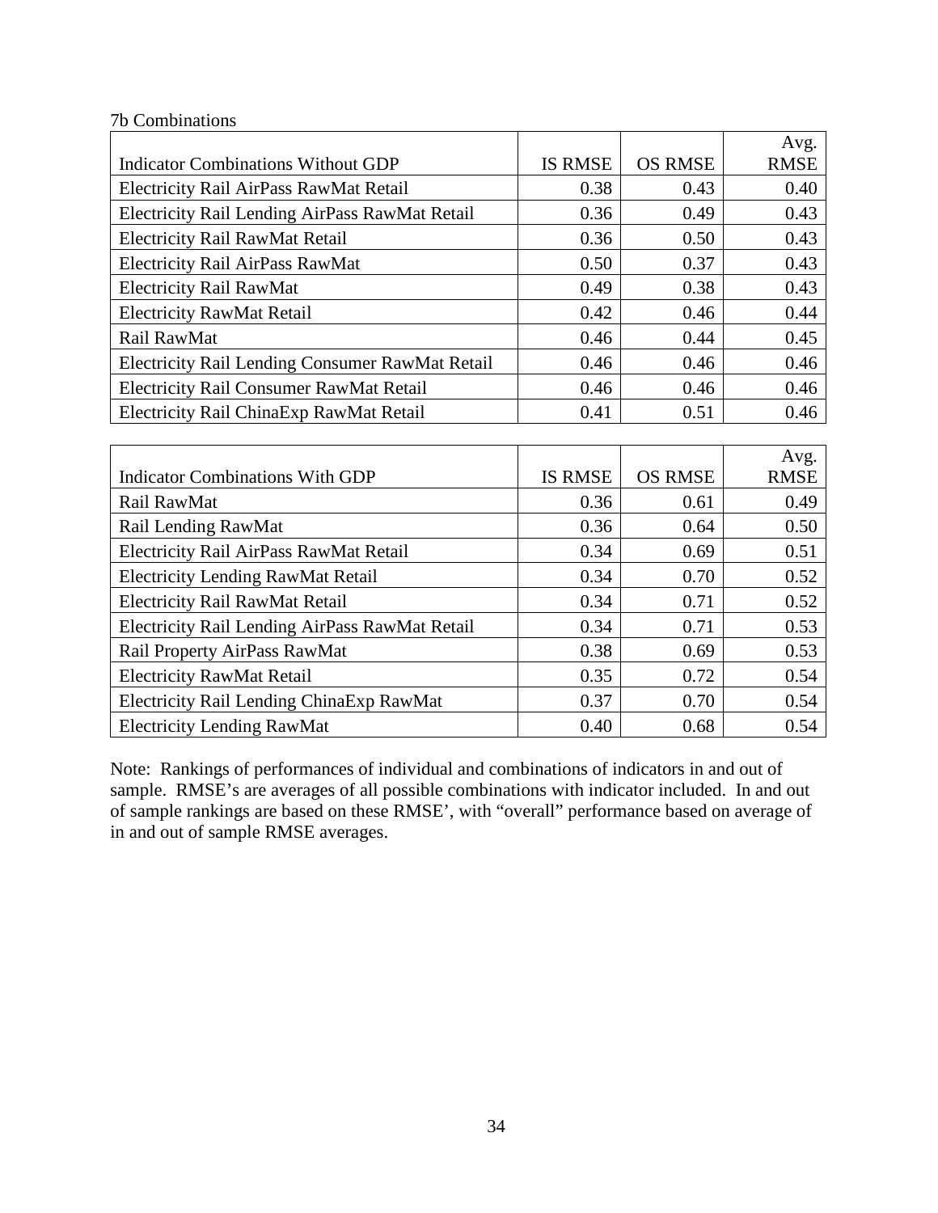7b Combinations

| Indicator Combinations Without GDP | IS RMSE | OS RMSE | Avg. RMSE |
|---|---|---|---|
| Electricity Rail AirPass RawMat Retail | 0.38 | 0.43 | 0.40 |
| Electricity Rail Lending AirPass RawMat Retail | 0.36 | 0.49 | 0.43 |
| Electricity Rail RawMat Retail | 0.36 | 0.50 | 0.43 |
| Electricity Rail AirPass RawMat | 0.50 | 0.37 | 0.43 |
| Electricity Rail RawMat | 0.49 | 0.38 | 0.43 |
| Electricity RawMat Retail | 0.42 | 0.46 | 0.44 |
| Rail RawMat | 0.46 | 0.44 | 0.45 |
| Electricity Rail Lending Consumer RawMat Retail | 0.46 | 0.46 | 0.46 |
| Electricity Rail Consumer RawMat Retail | 0.46 | 0.46 | 0.46 |
| Electricity Rail ChinaExp RawMat Retail | 0.41 | 0.51 | 0.46 |

| Indicator Combinations With GDP | IS RMSE | OS RMSE | Avg. RMSE |
|---|---|---|---|
| Rail RawMat | 0.36 | 0.61 | 0.49 |
| Rail Lending RawMat | 0.36 | 0.64 | 0.50 |
| Electricity Rail AirPass RawMat Retail | 0.34 | 0.69 | 0.51 |
| Electricity Lending RawMat Retail | 0.34 | 0.70 | 0.52 |
| Electricity Rail RawMat Retail | 0.34 | 0.71 | 0.52 |
| Electricity Rail Lending AirPass RawMat Retail | 0.34 | 0.71 | 0.53 |
| Rail Property AirPass RawMat | 0.38 | 0.69 | 0.53 |
| Electricity RawMat Retail | 0.35 | 0.72 | 0.54 |
| Electricity Rail Lending ChinaExp RawMat | 0.37 | 0.70 | 0.54 |
| Electricity Lending RawMat | 0.40 | 0.68 | 0.54 |

Note: Rankings of performances of individual and combinations of indicators in and out of sample. RMSE's are averages of all possible combinations with indicator included. In and out of sample rankings are based on these RMSE', with "overall" performance based on average of in and out of sample RMSE averages.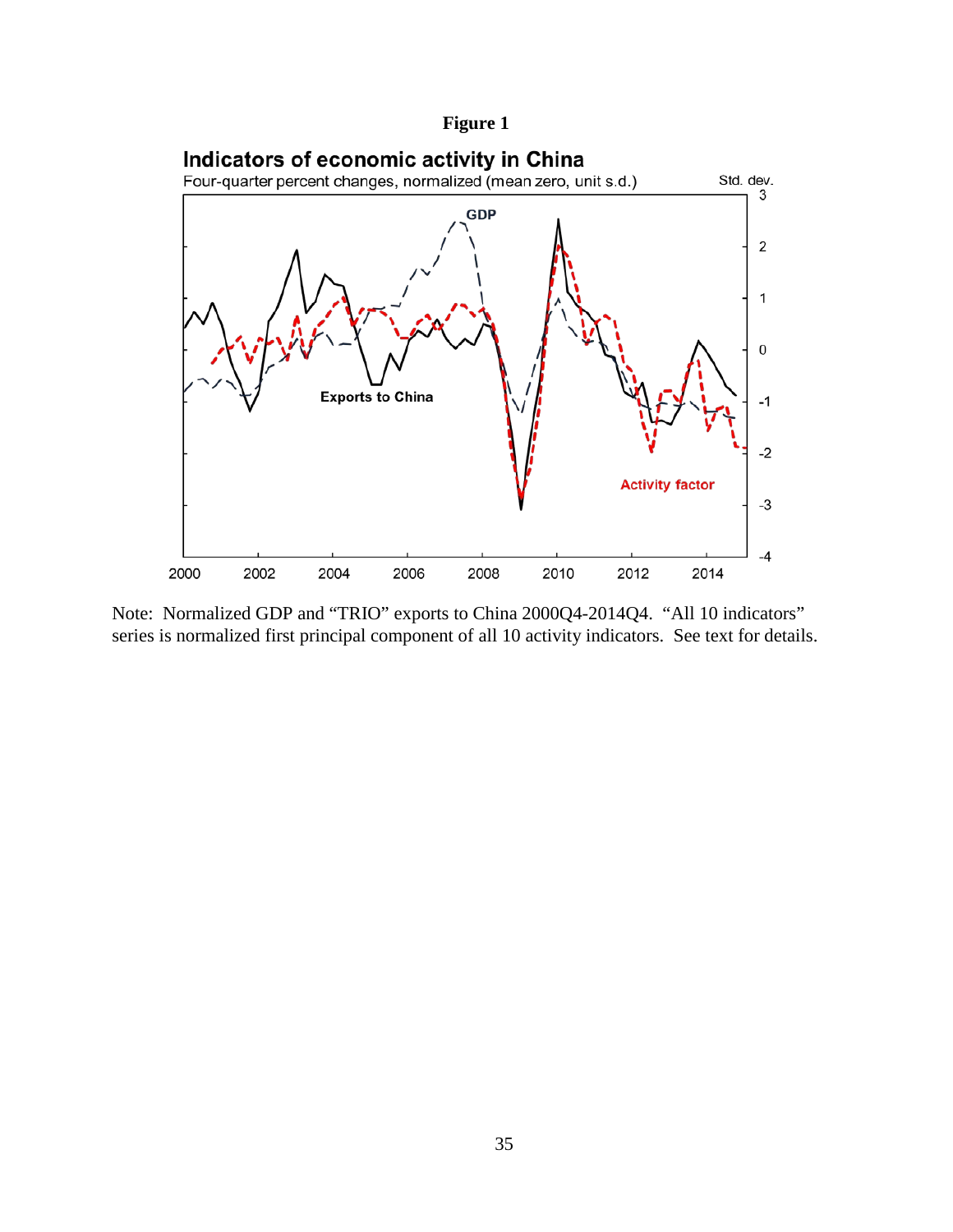**Figure 1**

**Indicators of economic activity in China**

Four-quarter percent changes, normalized (mean zero, unit s.d.)

Note: Normalized GDP and "TRIO" exports to China 2000Q4-2014Q4. "All 10 indicators" series is normalized first principal component of all 10 activity indicators. See text for details.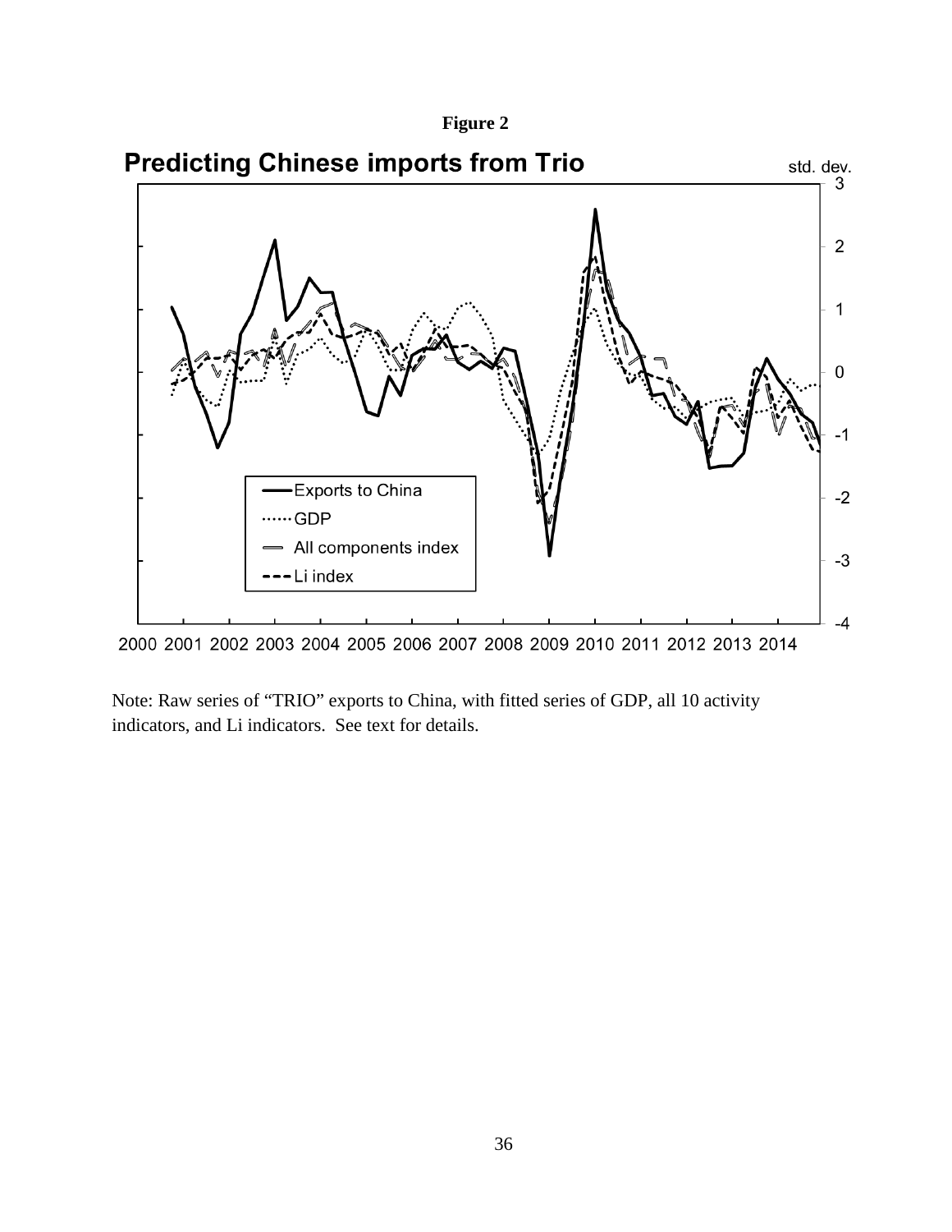**Figure 2**

## Predicting Chinese imports from Trio

Note: Raw series of "TRIO" exports to China, with fitted series of GDP, all 10 activity indicators, and Li indicators. See text for details.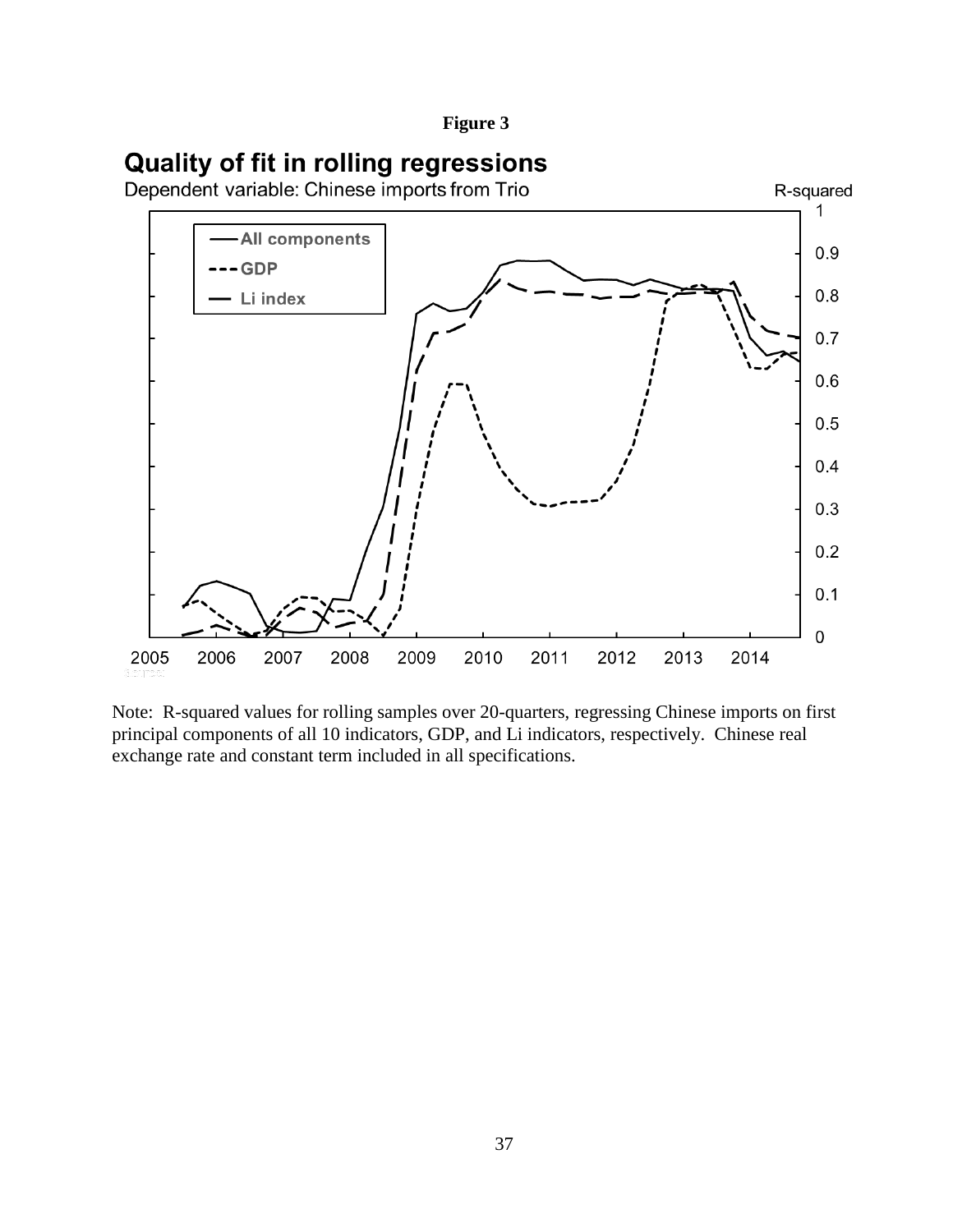**Figure 3**

**Quality of fit in rolling regressions**

Dependent variable: Chinese imports from Trio

R-squared

1
0.9
0.8
0.7
0.6
0.5
0.4
0.3
0.2
0.1
0

All components
GDP
Li index

2005 2006 2007 2008 2009 2010 2011 2012 2013 2014

Note: R-squared values for rolling samples over 20-quarters, regressing Chinese imports on first principal components of all 10 indicators, GDP, and Li indicators, respectively. Chinese real exchange rate and constant term included in all specifications.